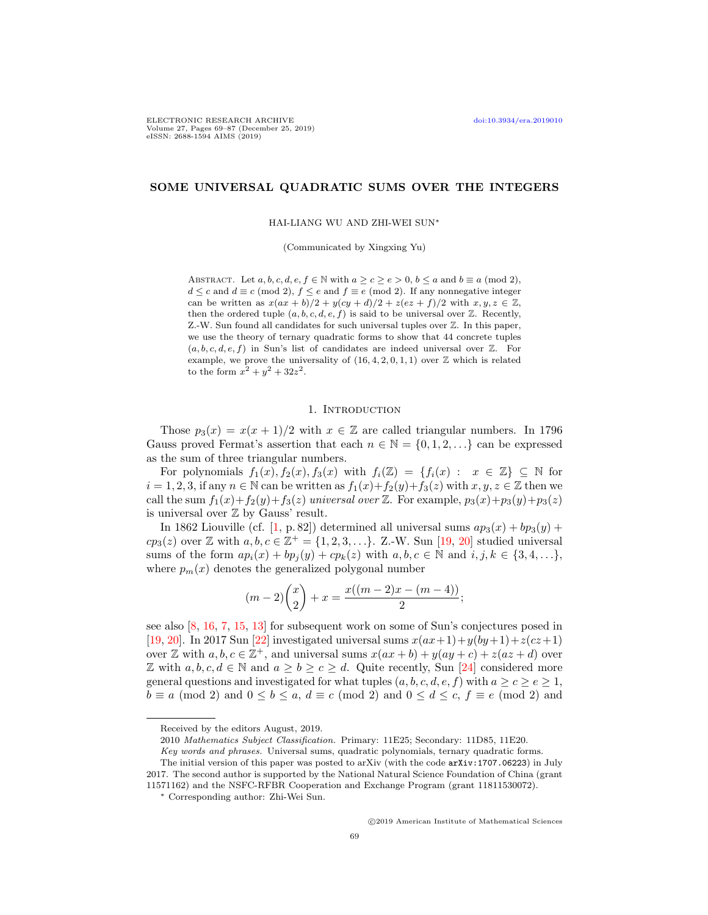# SOME UNIVERSAL QUADRATIC SUMS OVER THE INTEGERS

HAI-LIANG WU AND ZHI-WEI SUN*

(Communicated by Xingxing Yu)

Abstract. Let $a, b, c, d, e, f \in \mathbb{N}$ with $a \geq c \geq e > 0$, $b \leq a$ and $b \equiv a \pmod 2$, $d \leq c$ and $d \equiv c \pmod 2$, $f \leq e$ and $f \equiv e \pmod 2$. If any nonnegative integer can be written as $x(ax+b)/2 + y(cy+d)/2 + z(ez+f)/2$ with $x, y, z \in \mathbb{Z}$, then the ordered tuple $(a, b, c, d, e, f)$ is said to be universal over $\mathbb{Z}$. Recently, Z.-W. Sun found all candidates for such universal tuples over $\mathbb{Z}$. In this paper, we use the theory of ternary quadratic forms to show that 44 concrete tuples $(a, b, c, d, e, f)$ in Sun's list of candidates are indeed universal over $\mathbb{Z}$. For example, we prove the universality of $(16, 4, 2, 0, 1, 1)$ over $\mathbb{Z}$ which is related to the form $x^2 + y^2 + 32z^2$.

## 1. Introduction

Those $p_3(x) = x(x+1)/2$ with $x \in \mathbb{Z}$ are called triangular numbers. In 1796 Gauss proved Fermat's assertion that each $n \in \mathbb{N} = \{0, 1, 2, \ldots\}$ can be expressed as the sum of three triangular numbers.

For polynomials $f_1(x), f_2(x), f_3(x)$ with $f_i(\mathbb{Z}) = \{f_i(x) : x \in \mathbb{Z}\} \subseteq \mathbb{N}$ for $i = 1, 2, 3$, if any $n \in \mathbb{N}$ can be written as $f_1(x)+f_2(y)+f_3(z)$ with $x, y, z \in \mathbb{Z}$ then we call the sum $f_1(x)+f_2(y)+f_3(z)$ *universal over* $\mathbb{Z}$. For example, $p_3(x)+p_3(y)+p_3(z)$ is universal over $\mathbb{Z}$ by Gauss' result.

In 1862 Liouville (cf. [1, p. 82]) determined all universal sums $ap_3(x) + bp_3(y) + cp_3(z)$ over $\mathbb{Z}$ with $a, b, c \in \mathbb{Z}^+ = \{1, 2, 3, \ldots\}$. Z.-W. Sun [19, 20] studied universal sums of the form $ap_i(x) + bp_j(y) + cp_k(z)$ with $a, b, c \in \mathbb{N}$ and $i, j, k \in \{3, 4, \ldots\}$, where $p_m(x)$ denotes the generalized polygonal number

$$(m-2)\binom{x}{2} + x = \frac{x((m-2)x - (m-4))}{2};$$

see also [8, 16, 7, 15, 13] for subsequent work on some of Sun's conjectures posed in [19, 20]. In 2017 Sun [22] investigated universal sums $x(ax+1)+y(by+1)+z(cz+1)$ over $\mathbb{Z}$ with $a, b, c \in \mathbb{Z}^+$, and universal sums $x(ax+b)+y(ay+c)+z(az+d)$ over $\mathbb{Z}$ with $a, b, c, d \in \mathbb{N}$ and $a \geq b \geq c \geq d$. Quite recently, Sun [24] considered more general questions and investigated for what tuples $(a, b, c, d, e, f)$ with $a \geq c \geq e \geq 1$, $b \equiv a \pmod 2$ and $0 \leq b \leq a$, $d \equiv c \pmod 2$ and $0 \leq d \leq c$, $f \equiv e \pmod 2$ and

---

Received by the editors August, 2019.

2010 *Mathematics Subject Classification.* Primary: 11E25; Secondary: 11D85, 11E20.

*Key words and phrases.* Universal sums, quadratic polynomials, ternary quadratic forms.

The initial version of this paper was posted to arXiv (with the code arXiv:1707.06223) in July 2017. The second author is supported by the National Natural Science Foundation of China (grant 11571162) and the NSFC-RFBR Cooperation and Exchange Program (grant 11811530072).

\* Corresponding author: Zhi-Wei Sun.

©2019 American Institute of Mathematical Sciences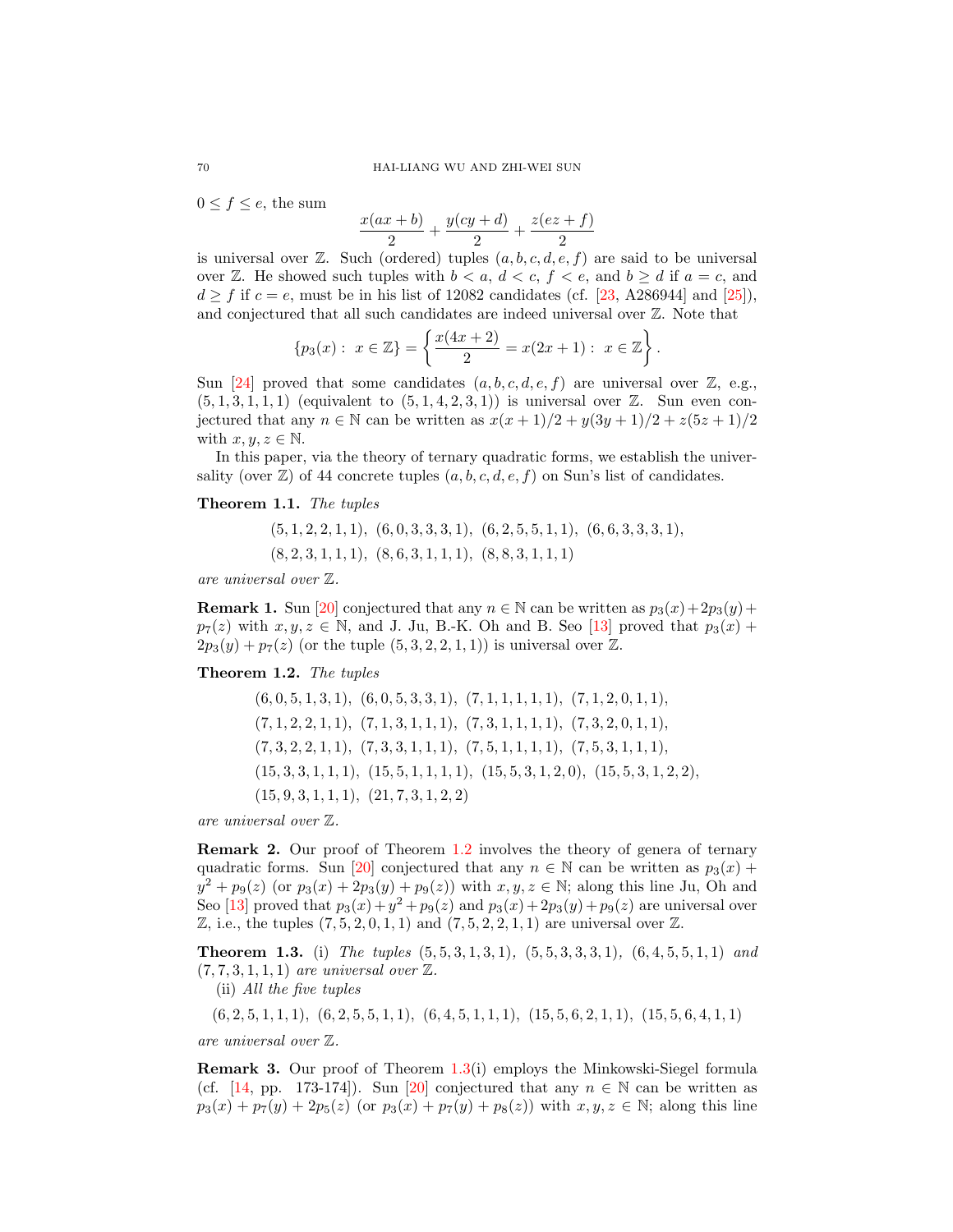$0 \le f \le e$, the sum

$$\frac{x(ax+b)}{2} + \frac{y(cy+d)}{2} + \frac{z(ez+f)}{2}$$

is universal over $\mathbb{Z}$. Such (ordered) tuples $(a,b,c,d,e,f)$ are said to be universal over $\mathbb{Z}$. He showed such tuples with $b < a$, $d < c$, $f < e$, and $b \ge d$ if $a = c$, and $d \ge f$ if $c = e$, must be in his list of 12082 candidates (cf. [23, A286944] and [25]), and conjectured that all such candidates are indeed universal over $\mathbb{Z}$. Note that

$$\{p_3(x) : \ x \in \mathbb{Z}\} = \left\{ \frac{x(4x+2)}{2} = x(2x+1) : \ x \in \mathbb{Z} \right\}.$$

Sun [24] proved that some candidates $(a,b,c,d,e,f)$ are universal over $\mathbb{Z}$, e.g., $(5,1,3,1,1,1)$ (equivalent to $(5,1,4,2,3,1)$) is universal over $\mathbb{Z}$. Sun even conjectured that any $n \in \mathbb{N}$ can be written as $x(x+1)/2 + y(3y+1)/2 + z(5z+1)/2$ with $x,y,z \in \mathbb{N}$.

In this paper, via the theory of ternary quadratic forms, we establish the universality (over $\mathbb{Z}$) of 44 concrete tuples $(a,b,c,d,e,f)$ on Sun's list of candidates.

**Theorem 1.1.** *The tuples*

$$(5,1,2,2,1,1),\ (6,0,3,3,3,1),\ (6,2,5,5,1,1),\ (6,6,3,3,3,1),$$
$$(8,2,3,1,1,1),\ (8,6,3,1,1,1),\ (8,8,3,1,1,1)$$

*are universal over* $\mathbb{Z}$.

**Remark 1.** Sun [20] conjectured that any $n \in \mathbb{N}$ can be written as $p_3(x) + 2p_3(y) + p_7(z)$ with $x,y,z \in \mathbb{N}$, and J. Ju, B.-K. Oh and B. Seo [13] proved that $p_3(x) + 2p_3(y) + p_7(z)$ (or the tuple $(5,3,2,2,1,1)$) is universal over $\mathbb{Z}$.

**Theorem 1.2.** *The tuples*

$$(6,0,5,1,3,1),\ (6,0,5,3,3,1),\ (7,1,1,1,1,1),\ (7,1,2,0,1,1),$$
$$(7,1,2,2,1,1),\ (7,1,3,1,1,1),\ (7,3,1,1,1,1),\ (7,3,2,0,1,1),$$
$$(7,3,2,2,1,1),\ (7,3,3,1,1,1),\ (7,5,1,1,1,1),\ (7,5,3,1,1,1),$$
$$(15,3,3,1,1,1),\ (15,5,1,1,1,1),\ (15,5,3,1,2,0),\ (15,5,3,1,2,2),$$
$$(15,9,3,1,1,1),\ (21,7,3,1,2,2)$$

*are universal over* $\mathbb{Z}$.

**Remark 2.** Our proof of Theorem 1.2 involves the theory of genera of ternary quadratic forms. Sun [20] conjectured that any $n \in \mathbb{N}$ can be written as $p_3(x) + y^2 + p_9(z)$ (or $p_3(x) + 2p_3(y) + p_9(z)$) with $x,y,z \in \mathbb{N}$; along this line Ju, Oh and Seo [13] proved that $p_3(x) + y^2 + p_9(z)$ and $p_3(x) + 2p_3(y) + p_9(z)$ are universal over $\mathbb{Z}$, i.e., the tuples $(7,5,2,0,1,1)$ and $(7,5,2,2,1,1)$ are universal over $\mathbb{Z}$.

**Theorem 1.3.** (i) *The tuples* $(5,5,3,1,3,1)$, $(5,5,3,3,3,1)$, $(6,4,5,5,1,1)$ *and* $(7,7,3,1,1,1)$ *are universal over* $\mathbb{Z}$.

(ii) *All the five tuples*

$$(6,2,5,1,1,1),\ (6,2,5,5,1,1),\ (6,4,5,1,1,1),\ (15,5,6,2,1,1),\ (15,5,6,4,1,1)$$

*are universal over* $\mathbb{Z}$.

**Remark 3.** Our proof of Theorem 1.3(i) employs the Minkowski-Siegel formula (cf. [14, pp. 173-174]). Sun [20] conjectured that any $n \in \mathbb{N}$ can be written as $p_3(x) + p_7(y) + 2p_5(z)$ (or $p_3(x) + p_7(y) + p_8(z)$) with $x,y,z \in \mathbb{N}$; along this line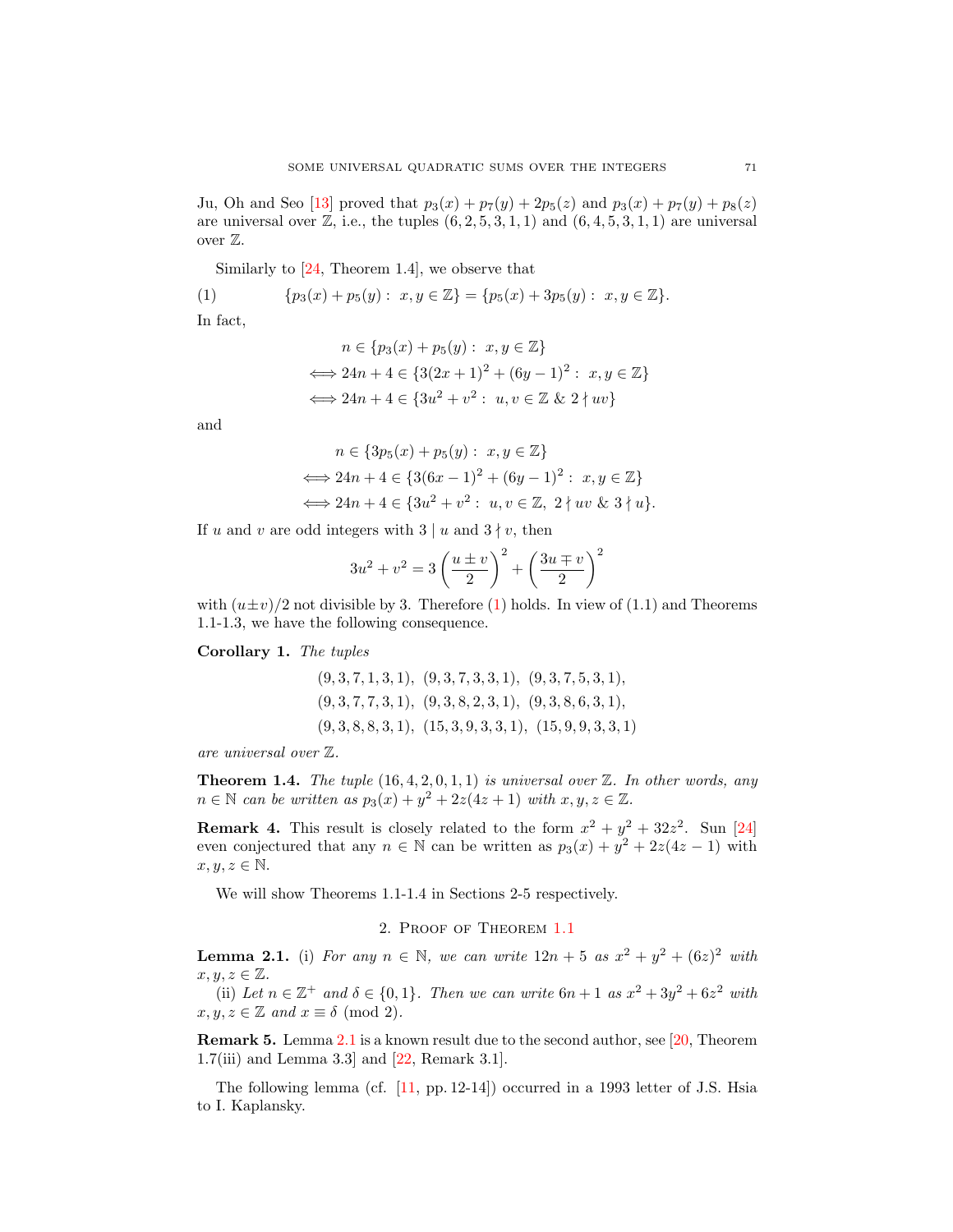Ju, Oh and Seo [13] proved that $p_3(x)+p_7(y)+2p_5(z)$ and $p_3(x)+p_7(y)+p_8(z)$ are universal over $\mathbb{Z}$, i.e., the tuples $(6,2,5,3,1,1)$ and $(6,4,5,3,1,1)$ are universal over $\mathbb{Z}$.

Similarly to [24, Theorem 1.4], we observe that

$$\{p_3(x)+p_5(y):\ x,y\in\mathbb{Z}\}=\{p_5(x)+3p_5(y):\ x,y\in\mathbb{Z}\}. \tag{1}$$

In fact,

$$\begin{aligned} & n\in\{p_3(x)+p_5(y):\ x,y\in\mathbb{Z}\}\\ \iff & 24n+4\in\{3(2x+1)^2+(6y-1)^2:\ x,y\in\mathbb{Z}\}\\ \iff & 24n+4\in\{3u^2+v^2:\ u,v\in\mathbb{Z}\ \&\ 2\nmid uv\}\end{aligned}$$

and

$$\begin{aligned} & n\in\{3p_5(x)+p_5(y):\ x,y\in\mathbb{Z}\}\\ \iff & 24n+4\in\{3(6x-1)^2+(6y-1)^2:\ x,y\in\mathbb{Z}\}\\ \iff & 24n+4\in\{3u^2+v^2:\ u,v\in\mathbb{Z},\ 2\nmid uv\ \&\ 3\nmid u\}.\end{aligned}$$

If $u$ and $v$ are odd integers with $3\mid u$ and $3\nmid v$, then

$$3u^2+v^2=3\left(\frac{u\pm v}{2}\right)^2+\left(\frac{3u\mp v}{2}\right)^2$$

with $(u\pm v)/2$ not divisible by 3. Therefore (1) holds. In view of (1.1) and Theorems 1.1-1.3, we have the following consequence.

**Corollary 1.** *The tuples*

$$\begin{aligned}&(9,3,7,1,3,1),\ (9,3,7,3,3,1),\ (9,3,7,5,3,1),\\ &(9,3,7,7,3,1),\ (9,3,8,2,3,1),\ (9,3,8,6,3,1),\\ &(9,3,8,8,3,1),\ (15,3,9,3,3,1),\ (15,9,9,3,3,1)\end{aligned}$$

*are universal over $\mathbb{Z}$.*

**Theorem 1.4.** *The tuple $(16,4,2,0,1,1)$ is universal over $\mathbb{Z}$. In other words, any $n\in\mathbb{N}$ can be written as $p_3(x)+y^2+2z(4z+1)$ with $x,y,z\in\mathbb{Z}$.*

**Remark 4.** This result is closely related to the form $x^2+y^2+32z^2$. Sun [24] even conjectured that any $n\in\mathbb{N}$ can be written as $p_3(x)+y^2+2z(4z-1)$ with $x,y,z\in\mathbb{N}$.

We will show Theorems 1.1-1.4 in Sections 2-5 respectively.

## 2. Proof of Theorem 1.1

**Lemma 2.1.** (i) *For any $n\in\mathbb{N}$, we can write $12n+5$ as $x^2+y^2+(6z)^2$ with $x,y,z\in\mathbb{Z}$.*

(ii) *Let $n\in\mathbb{Z}^+$ and $\delta\in\{0,1\}$. Then we can write $6n+1$ as $x^2+3y^2+6z^2$ with $x,y,z\in\mathbb{Z}$ and $x\equiv\delta\pmod 2$.*

**Remark 5.** Lemma 2.1 is a known result due to the second author, see [20, Theorem 1.7(iii) and Lemma 3.3] and [22, Remark 3.1].

The following lemma (cf. [11, pp. 12-14]) occurred in a 1993 letter of J.S. Hsia to I. Kaplansky.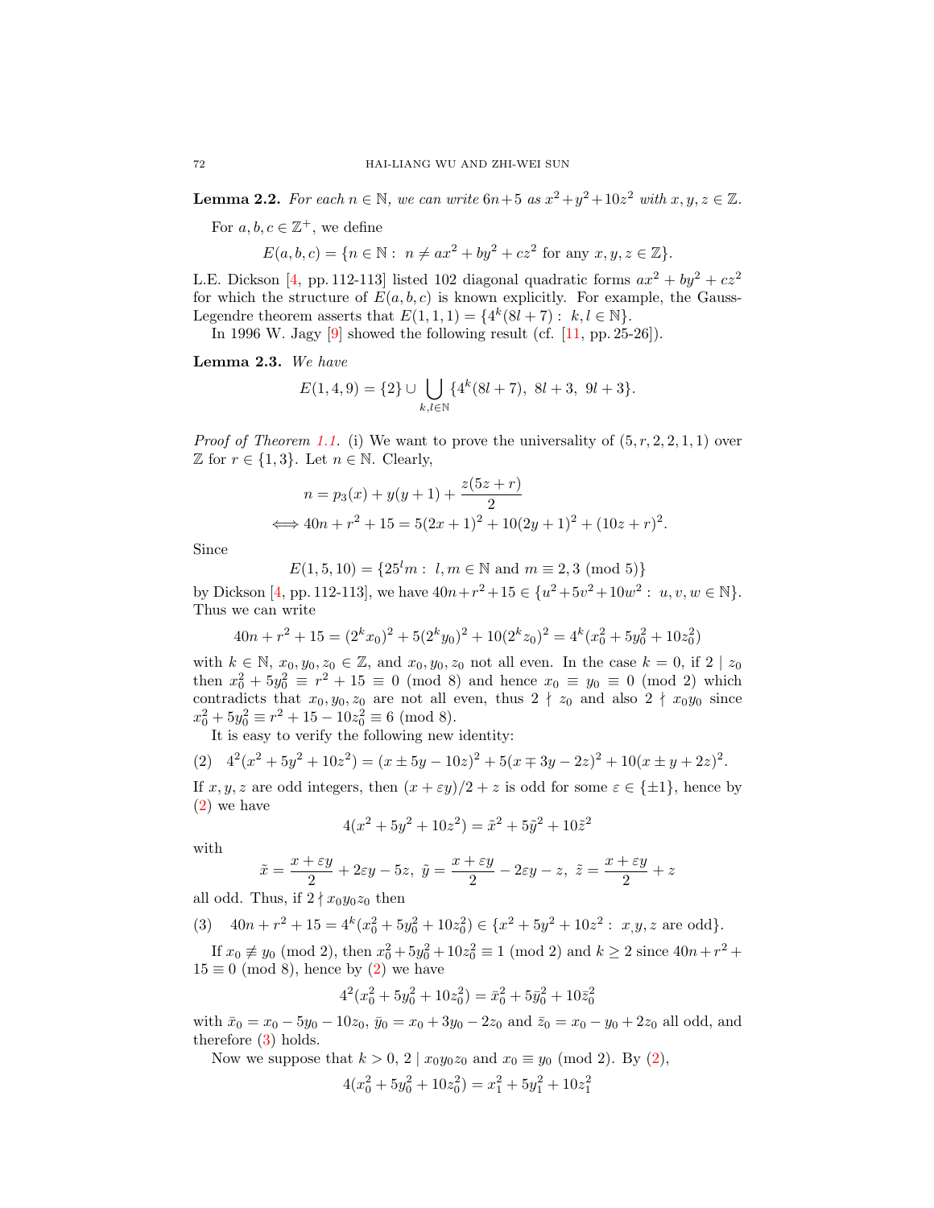**Lemma 2.2.** *For each $n \in \mathbb{N}$, we can write $6n+5$ as $x^2+y^2+10z^2$ with $x,y,z \in \mathbb{Z}$.*

For $a,b,c \in \mathbb{Z}^+$, we define

$$E(a,b,c) = \{n \in \mathbb{N} : \ n \neq ax^2+by^2+cz^2 \text{ for any } x,y,z \in \mathbb{Z}\}.$$

L.E. Dickson [4, pp. 112-113] listed 102 diagonal quadratic forms $ax^2+by^2+cz^2$ for which the structure of $E(a,b,c)$ is known explicitly. For example, the Gauss-Legendre theorem asserts that $E(1,1,1) = \{4^k(8l+7) : \ k,l \in \mathbb{N}\}$.

In 1996 W. Jagy [9] showed the following result (cf. [11, pp. 25-26]).

**Lemma 2.3.** *We have*

$$E(1,4,9) = \{2\} \cup \bigcup_{k,l \in \mathbb{N}} \{4^k(8l+7), \ 8l+3, \ 9l+3\}.$$

*Proof of Theorem 1.1.* (i) We want to prove the universality of $(5,r,2,2,1,1)$ over $\mathbb{Z}$ for $r \in \{1,3\}$. Let $n \in \mathbb{N}$. Clearly,

$$\begin{aligned} &n = p_3(x) + y(y+1) + \frac{z(5z+r)}{2} \\ \iff &40n + r^2 + 15 = 5(2x+1)^2 + 10(2y+1)^2 + (10z+r)^2. \end{aligned}$$

Since

$$E(1,5,10) = \{25^l m : \ l,m \in \mathbb{N} \text{ and } m \equiv 2,3 \pmod 5\}$$

by Dickson [4, pp. 112-113], we have $40n+r^2+15 \in \{u^2+5v^2+10w^2 : \ u,v,w \in \mathbb{N}\}$. Thus we can write

$$40n + r^2 + 15 = (2^k x_0)^2 + 5(2^k y_0)^2 + 10(2^k z_0)^2 = 4^k(x_0^2 + 5y_0^2 + 10z_0^2)$$

with $k \in \mathbb{N}$, $x_0, y_0, z_0 \in \mathbb{Z}$, and $x_0, y_0, z_0$ not all even. In the case $k=0$, if $2 \mid z_0$ then $x_0^2 + 5y_0^2 \equiv r^2 + 15 \equiv 0 \pmod 8$ and hence $x_0 \equiv y_0 \equiv 0 \pmod 2$ which contradicts that $x_0, y_0, z_0$ are not all even, thus $2 \nmid z_0$ and also $2 \nmid x_0 y_0$ since $x_0^2 + 5y_0^2 \equiv r^2 + 15 - 10z_0^2 \equiv 6 \pmod 8$.

It is easy to verify the following new identity:

$$4^2(x^2+5y^2+10z^2) = (x \pm 5y - 10z)^2 + 5(x \mp 3y - 2z)^2 + 10(x \pm y + 2z)^2. \tag{2}$$

If $x,y,z$ are odd integers, then $(x+\varepsilon y)/2 + z$ is odd for some $\varepsilon \in \{\pm 1\}$, hence by (2) we have

$$4(x^2+5y^2+10z^2) = \tilde{x}^2 + 5\tilde{y}^2 + 10\tilde{z}^2$$

with

$$\tilde{x} = \frac{x+\varepsilon y}{2} + 2\varepsilon y - 5z, \ \tilde{y} = \frac{x+\varepsilon y}{2} - 2\varepsilon y - z, \ \tilde{z} = \frac{x+\varepsilon y}{2} + z$$

all odd. Thus, if $2 \nmid x_0 y_0 z_0$ then

$$40n + r^2 + 15 = 4^k(x_0^2 + 5y_0^2 + 10z_0^2) \in \{x^2+5y^2+10z^2 : \ x,y,z \text{ are odd}\}. \tag{3}$$

If $x_0 \not\equiv y_0 \pmod 2$, then $x_0^2 + 5y_0^2 + 10z_0^2 \equiv 1 \pmod 2$ and $k \geq 2$ since $40n + r^2 + 15 \equiv 0 \pmod 8$, hence by (2) we have

$$4^2(x_0^2 + 5y_0^2 + 10z_0^2) = \bar{x}_0^2 + 5\bar{y}_0^2 + 10\bar{z}_0^2$$

with $\bar{x}_0 = x_0 - 5y_0 - 10z_0$, $\bar{y}_0 = x_0 + 3y_0 - 2z_0$ and $\bar{z}_0 = x_0 - y_0 + 2z_0$ all odd, and therefore (3) holds.

Now we suppose that $k > 0$, $2 \mid x_0 y_0 z_0$ and $x_0 \equiv y_0 \pmod 2$. By (2),

$$4(x_0^2 + 5y_0^2 + 10z_0^2) = x_1^2 + 5y_1^2 + 10z_1^2$$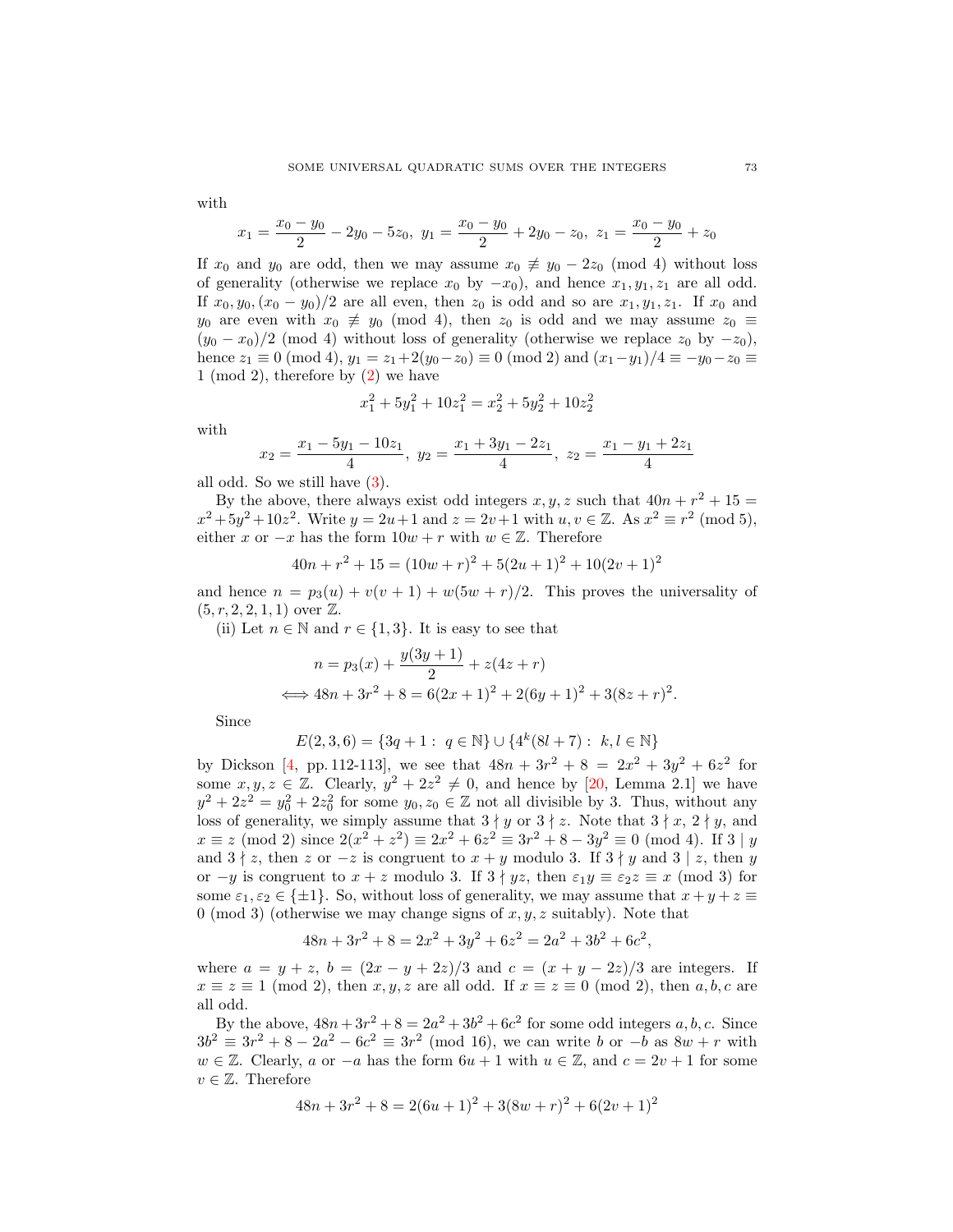with

$$x_1 = \frac{x_0 - y_0}{2} - 2y_0 - 5z_0,\ y_1 = \frac{x_0 - y_0}{2} + 2y_0 - z_0,\ z_1 = \frac{x_0 - y_0}{2} + z_0$$

If $x_0$ and $y_0$ are odd, then we may assume $x_0 \not\equiv y_0 - 2z_0 \pmod 4$ without loss of generality (otherwise we replace $x_0$ by $-x_0$), and hence $x_1, y_1, z_1$ are all odd. If $x_0, y_0, (x_0 - y_0)/2$ are all even, then $z_0$ is odd and so are $x_1, y_1, z_1$. If $x_0$ and $y_0$ are even with $x_0 \not\equiv y_0 \pmod 4$, then $z_0$ is odd and we may assume $z_0 \equiv (y_0 - x_0)/2 \pmod 4$ without loss of generality (otherwise we replace $z_0$ by $-z_0$), hence $z_1 \equiv 0 \pmod 4$, $y_1 = z_1 + 2(y_0 - z_0) \equiv 0 \pmod 2$ and $(x_1 - y_1)/4 \equiv -y_0 - z_0 \equiv 1 \pmod 2$, therefore by (2) we have

$$x_1^2 + 5y_1^2 + 10z_1^2 = x_2^2 + 5y_2^2 + 10z_2^2$$

with

$$x_2 = \frac{x_1 - 5y_1 - 10z_1}{4},\ y_2 = \frac{x_1 + 3y_1 - 2z_1}{4},\ z_2 = \frac{x_1 - y_1 + 2z_1}{4}$$

all odd. So we still have (3).

By the above, there always exist odd integers $x, y, z$ such that $40n + r^2 + 15 = x^2 + 5y^2 + 10z^2$. Write $y = 2u + 1$ and $z = 2v + 1$ with $u, v \in \mathbb{Z}$. As $x^2 \equiv r^2 \pmod 5$, either $x$ or $-x$ has the form $10w + r$ with $w \in \mathbb{Z}$. Therefore

$$40n + r^2 + 15 = (10w + r)^2 + 5(2u + 1)^2 + 10(2v + 1)^2$$

and hence $n = p_3(u) + v(v + 1) + w(5w + r)/2$. This proves the universality of $(5, r, 2, 2, 1, 1)$ over $\mathbb{Z}$.

(ii) Let $n \in \mathbb{N}$ and $r \in \{1, 3\}$. It is easy to see that

$$\begin{aligned} n &= p_3(x) + \frac{y(3y+1)}{2} + z(4z + r) \\ &\iff 48n + 3r^2 + 8 = 6(2x + 1)^2 + 2(6y + 1)^2 + 3(8z + r)^2. \end{aligned}$$

Since

$$E(2, 3, 6) = \{3q + 1 :\ q \in \mathbb{N}\} \cup \{4^k(8l + 7) :\ k, l \in \mathbb{N}\}$$

by Dickson [4, pp. 112-113], we see that $48n + 3r^2 + 8 = 2x^2 + 3y^2 + 6z^2$ for some $x, y, z \in \mathbb{Z}$. Clearly, $y^2 + 2z^2 \neq 0$, and hence by [20, Lemma 2.1] we have $y^2 + 2z^2 = y_0^2 + 2z_0^2$ for some $y_0, z_0 \in \mathbb{Z}$ not all divisible by 3. Thus, without any loss of generality, we simply assume that $3 \nmid y$ or $3 \nmid z$. Note that $3 \nmid x$, $2 \nmid y$, and $x \equiv z \pmod 2$ since $2(x^2 + z^2) \equiv 2x^2 + 6z^2 \equiv 3r^2 + 8 - 3y^2 \equiv 0 \pmod 4$. If $3 \mid y$ and $3 \nmid z$, then $z$ or $-z$ is congruent to $x + y$ modulo 3. If $3 \nmid y$ and $3 \mid z$, then $y$ or $-y$ is congruent to $x + z$ modulo 3. If $3 \nmid yz$, then $\varepsilon_1 y \equiv \varepsilon_2 z \equiv x \pmod 3$ for some $\varepsilon_1, \varepsilon_2 \in \{\pm 1\}$. So, without loss of generality, we may assume that $x + y + z \equiv 0 \pmod 3$ (otherwise we may change signs of $x, y, z$ suitably). Note that

$$48n + 3r^2 + 8 = 2x^2 + 3y^2 + 6z^2 = 2a^2 + 3b^2 + 6c^2,$$

where $a = y + z$, $b = (2x - y + 2z)/3$ and $c = (x + y - 2z)/3$ are integers. If $x \equiv z \equiv 1 \pmod 2$, then $x, y, z$ are all odd. If $x \equiv z \equiv 0 \pmod 2$, then $a, b, c$ are all odd.

By the above, $48n + 3r^2 + 8 = 2a^2 + 3b^2 + 6c^2$ for some odd integers $a, b, c$. Since $3b^2 \equiv 3r^2 + 8 - 2a^2 - 6c^2 \equiv 3r^2 \pmod{16}$, we can write $b$ or $-b$ as $8w + r$ with $w \in \mathbb{Z}$. Clearly, $a$ or $-a$ has the form $6u + 1$ with $u \in \mathbb{Z}$, and $c = 2v + 1$ for some $v \in \mathbb{Z}$. Therefore

$$48n + 3r^2 + 8 = 2(6u + 1)^2 + 3(8w + r)^2 + 6(2v + 1)^2$$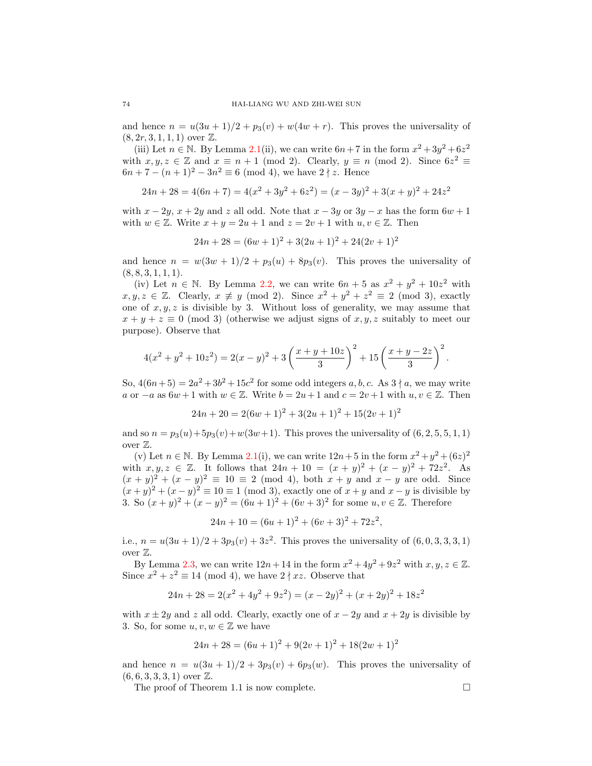and hence $n = u(3u+1)/2 + p_3(v) + w(4w+r)$. This proves the universality of $(8, 2r, 3, 1, 1, 1)$ over $\mathbb{Z}$.

(iii) Let $n \in \mathbb{N}$. By Lemma 2.1(ii), we can write $6n+7$ in the form $x^2+3y^2+6z^2$ with $x, y, z \in \mathbb{Z}$ and $x \equiv n+1 \pmod 2$. Clearly, $y \equiv n \pmod 2$. Since $6z^2 \equiv 6n+7-(n+1)^2-3n^2 \equiv 6 \pmod 4$, we have $2 \nmid z$. Hence

$$24n+28 = 4(6n+7) = 4(x^2+3y^2+6z^2) = (x-3y)^2 + 3(x+y)^2 + 24z^2$$

with $x-2y$, $x+2y$ and $z$ all odd. Note that $x-3y$ or $3y-x$ has the form $6w+1$ with $w \in \mathbb{Z}$. Write $x+y = 2u+1$ and $z = 2v+1$ with $u, v \in \mathbb{Z}$. Then

$$24n+28 = (6w+1)^2 + 3(2u+1)^2 + 24(2v+1)^2$$

and hence $n = w(3w+1)/2 + p_3(u) + 8p_3(v)$. This proves the universality of $(8, 8, 3, 1, 1, 1)$.

(iv) Let $n \in \mathbb{N}$. By Lemma 2.2, we can write $6n+5$ as $x^2+y^2+10z^2$ with $x, y, z \in \mathbb{Z}$. Clearly, $x \not\equiv y \pmod 2$. Since $x^2+y^2+z^2 \equiv 2 \pmod 3$, exactly one of $x, y, z$ is divisible by 3. Without loss of generality, we may assume that $x+y+z \equiv 0 \pmod 3$ (otherwise we adjust signs of $x, y, z$ suitably to meet our purpose). Observe that

$$4(x^2+y^2+10z^2) = 2(x-y)^2 + 3\left(\frac{x+y+10z}{3}\right)^2 + 15\left(\frac{x+y-2z}{3}\right)^2.$$

So, $4(6n+5) = 2a^2+3b^2+15c^2$ for some odd integers $a, b, c$. As $3 \nmid a$, we may write $a$ or $-a$ as $6w+1$ with $w \in \mathbb{Z}$. Write $b = 2u+1$ and $c = 2v+1$ with $u, v \in \mathbb{Z}$. Then

$$24n+20 = 2(6w+1)^2 + 3(2u+1)^2 + 15(2v+1)^2$$

and so $n = p_3(u) + 5p_3(v) + w(3w+1)$. This proves the universality of $(6, 2, 5, 5, 1, 1)$ over $\mathbb{Z}$.

(v) Let $n \in \mathbb{N}$. By Lemma 2.1(i), we can write $12n+5$ in the form $x^2+y^2+(6z)^2$ with $x, y, z \in \mathbb{Z}$. It follows that $24n+10 = (x+y)^2 + (x-y)^2 + 72z^2$. As $(x+y)^2+(x-y)^2 \equiv 10 \equiv 2 \pmod 4$, both $x+y$ and $x-y$ are odd. Since $(x+y)^2+(x-y)^2 \equiv 10 \equiv 1 \pmod 3$, exactly one of $x+y$ and $x-y$ is divisible by 3. So $(x+y)^2+(x-y)^2 = (6u+1)^2 + (6v+3)^2$ for some $u, v \in \mathbb{Z}$. Therefore

$$24n+10 = (6u+1)^2 + (6v+3)^2 + 72z^2,$$

i.e., $n = u(3u+1)/2 + 3p_3(v) + 3z^2$. This proves the universality of $(6, 0, 3, 3, 3, 1)$ over $\mathbb{Z}$.

By Lemma 2.3, we can write $12n+14$ in the form $x^2+4y^2+9z^2$ with $x, y, z \in \mathbb{Z}$. Since $x^2+z^2 \equiv 14 \pmod 4$, we have $2 \nmid xz$. Observe that

$$24n+28 = 2(x^2+4y^2+9z^2) = (x-2y)^2 + (x+2y)^2 + 18z^2$$

with $x \pm 2y$ and $z$ all odd. Clearly, exactly one of $x-2y$ and $x+2y$ is divisible by 3. So, for some $u, v, w \in \mathbb{Z}$ we have

$$24n+28 = (6u+1)^2 + 9(2v+1)^2 + 18(2w+1)^2$$

and hence $n = u(3u+1)/2 + 3p_3(v) + 6p_3(w)$. This proves the universality of $(6, 6, 3, 3, 3, 1)$ over $\mathbb{Z}$.

The proof of Theorem 1.1 is now complete. $\square$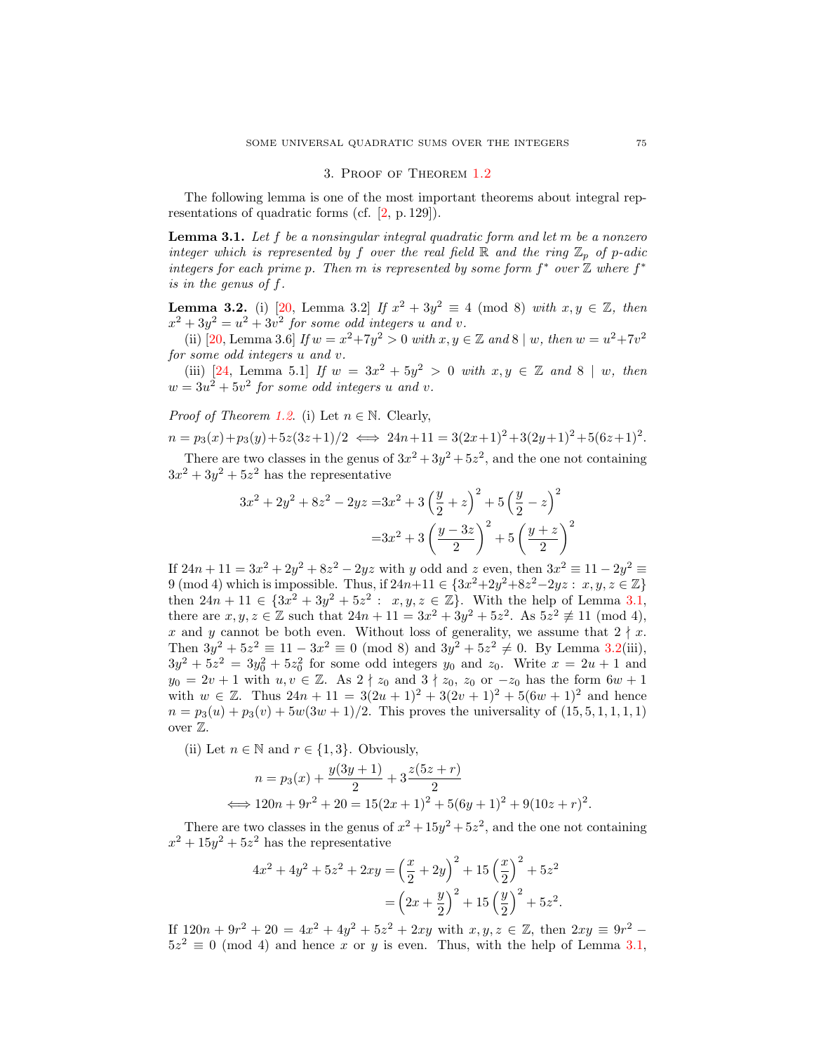## 3. Proof of Theorem 1.2

The following lemma is one of the most important theorems about integral representations of quadratic forms (cf. [2, p. 129]).

**Lemma 3.1.** *Let $f$ be a nonsingular integral quadratic form and let $m$ be a nonzero integer which is represented by $f$ over the real field $\mathbb{R}$ and the ring $\mathbb{Z}_p$ of $p$-adic integers for each prime $p$. Then $m$ is represented by some form $f^*$ over $\mathbb{Z}$ where $f^*$ is in the genus of $f$.*

**Lemma 3.2.** (i) [20, Lemma 3.2] *If $x^2+3y^2 \equiv 4 \pmod 8$ with $x,y\in\mathbb{Z}$, then $x^2+3y^2=u^2+3v^2$ for some odd integers $u$ and $v$.*

(ii) [20, Lemma 3.6] *If $w=x^2+7y^2>0$ with $x,y\in\mathbb{Z}$ and $8\mid w$, then $w=u^2+7v^2$ for some odd integers $u$ and $v$.*

(iii) [24, Lemma 5.1] *If $w=3x^2+5y^2>0$ with $x,y\in\mathbb{Z}$ and $8\mid w$, then $w=3u^2+5v^2$ for some odd integers $u$ and $v$.*

*Proof of Theorem 1.2.* (i) Let $n\in\mathbb{N}$. Clearly,

$$n=p_3(x)+p_3(y)+5z(3z+1)/2 \iff 24n+11=3(2x+1)^2+3(2y+1)^2+5(6z+1)^2.$$

There are two classes in the genus of $3x^2+3y^2+5z^2$, and the one not containing $3x^2+3y^2+5z^2$ has the representative

$$\begin{aligned}3x^2+2y^2+8z^2-2yz &= 3x^2+3\left(\frac{y}{2}+z\right)^2+5\left(\frac{y}{2}-z\right)^2\\ &= 3x^2+3\left(\frac{y-3z}{2}\right)^2+5\left(\frac{y+z}{2}\right)^2\end{aligned}$$

If $24n+11=3x^2+2y^2+8z^2-2yz$ with $y$ odd and $z$ even, then $3x^2\equiv 11-2y^2\equiv 9 \pmod 4$ which is impossible. Thus, if $24n+11\in\{3x^2+2y^2+8z^2-2yz:\ x,y,z\in\mathbb{Z}\}$ then $24n+11\in\{3x^2+3y^2+5z^2:\ x,y,z\in\mathbb{Z}\}$. With the help of Lemma 3.1, there are $x,y,z\in\mathbb{Z}$ such that $24n+11=3x^2+3y^2+5z^2$. As $5z^2\not\equiv 11 \pmod 4$, $x$ and $y$ cannot be both even. Without loss of generality, we assume that $2\nmid x$. Then $3y^2+5z^2\equiv 11-3x^2\equiv 0 \pmod 8$ and $3y^2+5z^2\neq 0$. By Lemma 3.2(iii), $3y^2+5z^2=3y_0^2+5z_0^2$ for some odd integers $y_0$ and $z_0$. Write $x=2u+1$ and $y_0=2v+1$ with $u,v\in\mathbb{Z}$. As $2\nmid z_0$ and $3\nmid z_0$, $z_0$ or $-z_0$ has the form $6w+1$ with $w\in\mathbb{Z}$. Thus $24n+11=3(2u+1)^2+3(2v+1)^2+5(6w+1)^2$ and hence $n=p_3(u)+p_3(v)+5w(3w+1)/2$. This proves the universality of $(15,5,1,1,1,1)$ over $\mathbb{Z}$.

(ii) Let $n\in\mathbb{N}$ and $r\in\{1,3\}$. Obviously,

$$\begin{aligned}n&=p_3(x)+\frac{y(3y+1)}{2}+3\frac{z(5z+r)}{2}\\ \iff 120n+9r^2+20&=15(2x+1)^2+5(6y+1)^2+9(10z+r)^2.\end{aligned}$$

There are two classes in the genus of $x^2+15y^2+5z^2$, and the one not containing $x^2+15y^2+5z^2$ has the representative

$$\begin{aligned}4x^2+4y^2+5z^2+2xy &= \left(\frac{x}{2}+2y\right)^2+15\left(\frac{x}{2}\right)^2+5z^2\\ &= \left(2x+\frac{y}{2}\right)^2+15\left(\frac{y}{2}\right)^2+5z^2.\end{aligned}$$

If $120n+9r^2+20=4x^2+4y^2+5z^2+2xy$ with $x,y,z\in\mathbb{Z}$, then $2xy\equiv 9r^2-5z^2\equiv 0 \pmod 4$ and hence $x$ or $y$ is even. Thus, with the help of Lemma 3.1,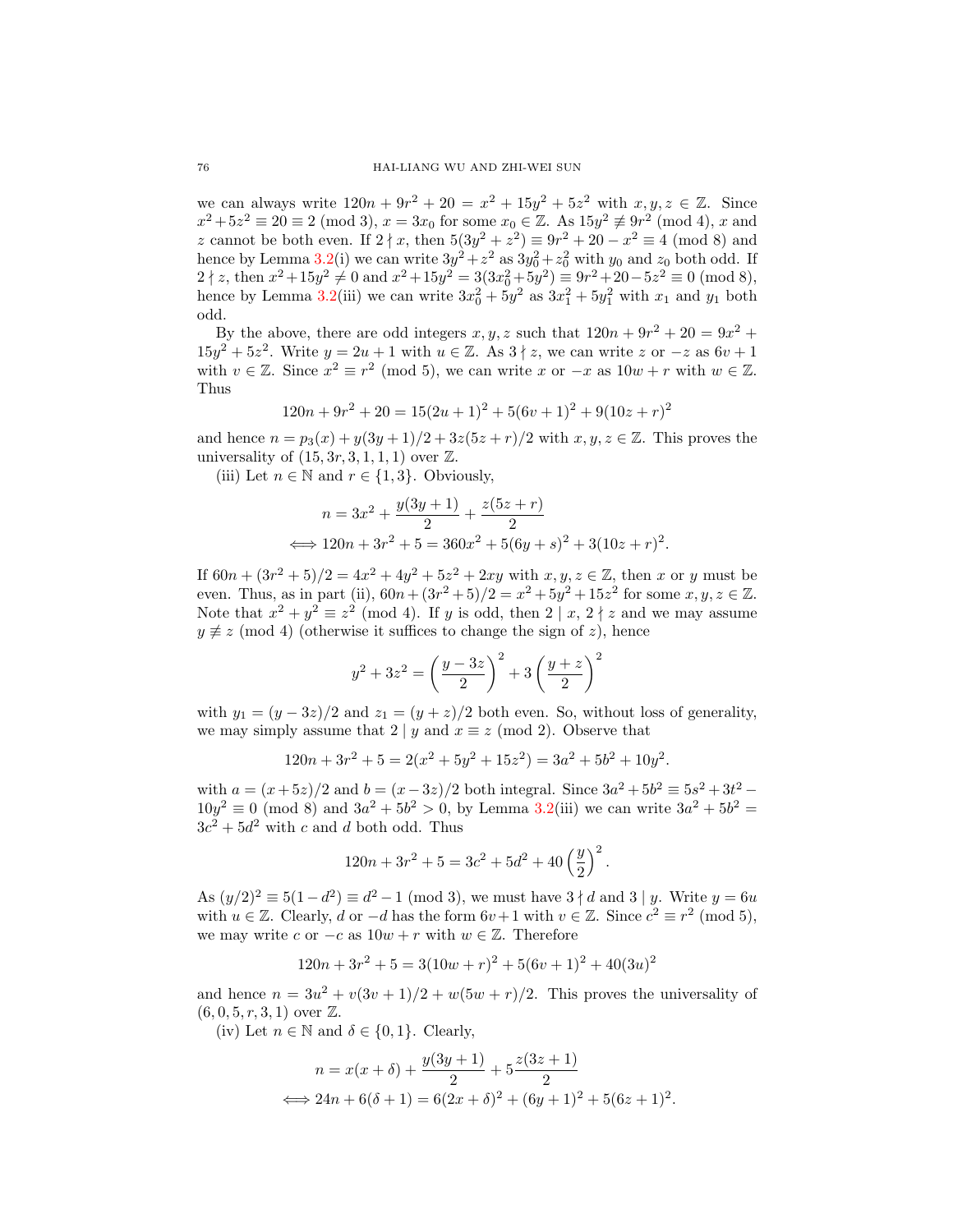we can always write $120n + 9r^2 + 20 = x^2 + 15y^2 + 5z^2$ with $x, y, z \in \mathbb{Z}$. Since $x^2 + 5z^2 \equiv 20 \equiv 2 \pmod 3$, $x = 3x_0$ for some $x_0 \in \mathbb{Z}$. As $15y^2 \not\equiv 9r^2 \pmod 4$, $x$ and $z$ cannot be both even. If $2 \nmid x$, then $5(3y^2 + z^2) \equiv 9r^2 + 20 - x^2 \equiv 4 \pmod 8$ and hence by Lemma 3.2(i) we can write $3y^2 + z^2$ as $3y_0^2 + z_0^2$ with $y_0$ and $z_0$ both odd. If $2 \nmid z$, then $x^2 + 15y^2 \neq 0$ and $x^2 + 15y^2 = 3(3x_0^2 + 5y^2) \equiv 9r^2 + 20 - 5z^2 \equiv 0 \pmod 8$, hence by Lemma 3.2(iii) we can write $3x_0^2 + 5y^2$ as $3x_1^2 + 5y_1^2$ with $x_1$ and $y_1$ both odd.

By the above, there are odd integers $x, y, z$ such that $120n + 9r^2 + 20 = 9x^2 + 15y^2 + 5z^2$. Write $y = 2u + 1$ with $u \in \mathbb{Z}$. As $3 \nmid z$, we can write $z$ or $-z$ as $6v + 1$ with $v \in \mathbb{Z}$. Since $x^2 \equiv r^2 \pmod 5$, we can write $x$ or $-x$ as $10w + r$ with $w \in \mathbb{Z}$. Thus

$$120n + 9r^2 + 20 = 15(2u + 1)^2 + 5(6v + 1)^2 + 9(10z + r)^2$$

and hence $n = p_3(x) + y(3y + 1)/2 + 3z(5z + r)/2$ with $x, y, z \in \mathbb{Z}$. This proves the universality of $(15, 3r, 3, 1, 1, 1)$ over $\mathbb{Z}$.

(iii) Let $n \in \mathbb{N}$ and $r \in \{1, 3\}$. Obviously,

$$n = 3x^2 + \frac{y(3y + 1)}{2} + \frac{z(5z + r)}{2}$$
$$\iff 120n + 3r^2 + 5 = 360x^2 + 5(6y + s)^2 + 3(10z + r)^2.$$

If $60n + (3r^2 + 5)/2 = 4x^2 + 4y^2 + 5z^2 + 2xy$ with $x, y, z \in \mathbb{Z}$, then $x$ or $y$ must be even. Thus, as in part (ii), $60n + (3r^2 + 5)/2 = x^2 + 5y^2 + 15z^2$ for some $x, y, z \in \mathbb{Z}$. Note that $x^2 + y^2 \equiv z^2 \pmod 4$. If $y$ is odd, then $2 \mid x$, $2 \nmid z$ and we may assume $y \not\equiv z \pmod 4$ (otherwise it suffices to change the sign of $z$), hence

$$y^2 + 3z^2 = \left(\frac{y - 3z}{2}\right)^2 + 3\left(\frac{y + z}{2}\right)^2$$

with $y_1 = (y - 3z)/2$ and $z_1 = (y + z)/2$ both even. So, without loss of generality, we may simply assume that $2 \mid y$ and $x \equiv z \pmod 2$. Observe that

$$120n + 3r^2 + 5 = 2(x^2 + 5y^2 + 15z^2) = 3a^2 + 5b^2 + 10y^2.$$

with $a = (x + 5z)/2$ and $b = (x - 3z)/2$ both integral. Since $3a^2 + 5b^2 \equiv 5s^2 + 3t^2 - 10y^2 \equiv 0 \pmod 8$ and $3a^2 + 5b^2 > 0$, by Lemma 3.2(iii) we can write $3a^2 + 5b^2 = 3c^2 + 5d^2$ with $c$ and $d$ both odd. Thus

$$120n + 3r^2 + 5 = 3c^2 + 5d^2 + 40\left(\frac{y}{2}\right)^2.$$

As $(y/2)^2 \equiv 5(1 - d^2) \equiv d^2 - 1 \pmod 3$, we must have $3 \nmid d$ and $3 \mid y$. Write $y = 6u$ with $u \in \mathbb{Z}$. Clearly, $d$ or $-d$ has the form $6v+1$ with $v \in \mathbb{Z}$. Since $c^2 \equiv r^2 \pmod 5$, we may write $c$ or $-c$ as $10w + r$ with $w \in \mathbb{Z}$. Therefore

$$120n + 3r^2 + 5 = 3(10w + r)^2 + 5(6v + 1)^2 + 40(3u)^2$$

and hence $n = 3u^2 + v(3v + 1)/2 + w(5w + r)/2$. This proves the universality of $(6, 0, 5, r, 3, 1)$ over $\mathbb{Z}$.

(iv) Let $n \in \mathbb{N}$ and $\delta \in \{0, 1\}$. Clearly,

$$n = x(x + \delta) + \frac{y(3y + 1)}{2} + 5\frac{z(3z + 1)}{2}$$
$$\iff 24n + 6(\delta + 1) = 6(2x + \delta)^2 + (6y + 1)^2 + 5(6z + 1)^2.$$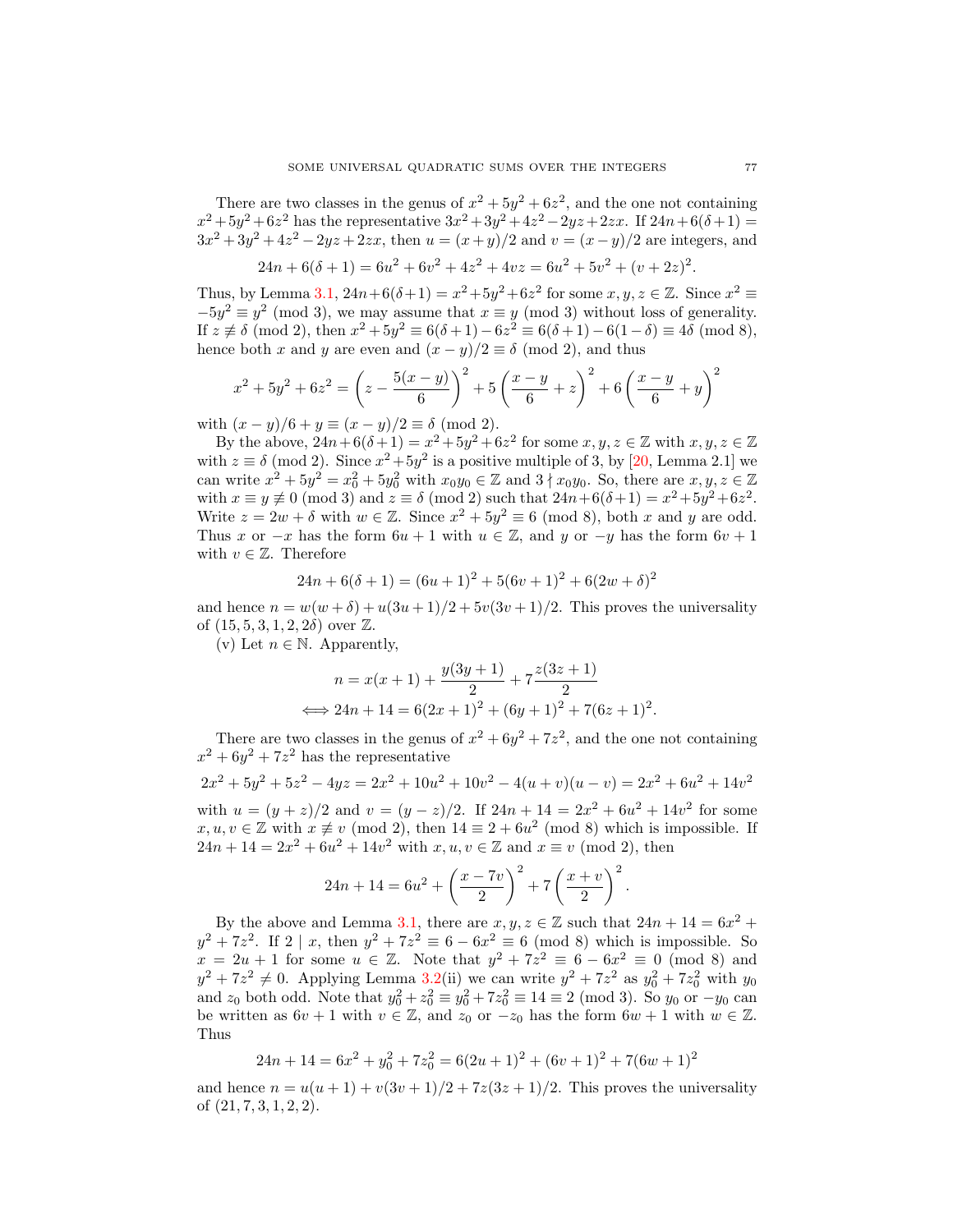There are two classes in the genus of $x^2+5y^2+6z^2$, and the one not containing $x^2+5y^2+6z^2$ has the representative $3x^2+3y^2+4z^2-2yz+2zx$. If $24n+6(\delta+1)=3x^2+3y^2+4z^2-2yz+2zx$, then $u=(x+y)/2$ and $v=(x-y)/2$ are integers, and

$$24n+6(\delta+1)=6u^2+6v^2+4z^2+4vz=6u^2+5v^2+(v+2z)^2.$$

Thus, by Lemma 3.1, $24n+6(\delta+1)=x^2+5y^2+6z^2$ for some $x,y,z\in\mathbb{Z}$. Since $x^2\equiv-5y^2\equiv y^2 \pmod 3$, we may assume that $x\equiv y\pmod 3$ without loss of generality. If $z\not\equiv\delta\pmod 2$, then $x^2+5y^2\equiv 6(\delta+1)-6z^2\equiv 6(\delta+1)-6(1-\delta)\equiv 4\delta\pmod 8$, hence both $x$ and $y$ are even and $(x-y)/2\equiv\delta\pmod 2$, and thus

$$x^2+5y^2+6z^2=\left(z-\frac{5(x-y)}{6}\right)^2+5\left(\frac{x-y}{6}+z\right)^2+6\left(\frac{x-y}{6}+y\right)^2$$

with $(x-y)/6+y\equiv(x-y)/2\equiv\delta\pmod 2$.

By the above, $24n+6(\delta+1)=x^2+5y^2+6z^2$ for some $x,y,z\in\mathbb{Z}$ with $x,y,z\in\mathbb{Z}$ with $z\equiv\delta\pmod 2$. Since $x^2+5y^2$ is a positive multiple of 3, by [20, Lemma 2.1] we can write $x^2+5y^2=x_0^2+5y_0^2$ with $x_0y_0\in\mathbb{Z}$ and $3\nmid x_0y_0$. So, there are $x,y,z\in\mathbb{Z}$ with $x\equiv y\not\equiv 0\pmod 3$ and $z\equiv\delta\pmod 2$ such that $24n+6(\delta+1)=x^2+5y^2+6z^2$. Write $z=2w+\delta$ with $w\in\mathbb{Z}$. Since $x^2+5y^2\equiv 6\pmod 8$, both $x$ and $y$ are odd. Thus $x$ or $-x$ has the form $6u+1$ with $u\in\mathbb{Z}$, and $y$ or $-y$ has the form $6v+1$ with $v\in\mathbb{Z}$. Therefore

$$24n+6(\delta+1)=(6u+1)^2+5(6v+1)^2+6(2w+\delta)^2$$

and hence $n=w(w+\delta)+u(3u+1)/2+5v(3v+1)/2$. This proves the universality of $(15,5,3,1,2,2\delta)$ over $\mathbb{Z}$.

(v) Let $n\in\mathbb{N}$. Apparently,

$$\begin{aligned}&n=x(x+1)+\frac{y(3y+1)}{2}+7\frac{z(3z+1)}{2}\\ \iff &24n+14=6(2x+1)^2+(6y+1)^2+7(6z+1)^2.\end{aligned}$$

There are two classes in the genus of $x^2+6y^2+7z^2$, and the one not containing $x^2+6y^2+7z^2$ has the representative

$$2x^2+5y^2+5z^2-4yz=2x^2+10u^2+10v^2-4(u+v)(u-v)=2x^2+6u^2+14v^2$$

with $u=(y+z)/2$ and $v=(y-z)/2$. If $24n+14=2x^2+6u^2+14v^2$ for some $x,u,v\in\mathbb{Z}$ with $x\not\equiv v\pmod 2$, then $14\equiv 2+6u^2\pmod 8$ which is impossible. If $24n+14=2x^2+6u^2+14v^2$ with $x,u,v\in\mathbb{Z}$ and $x\equiv v\pmod 2$, then

$$24n+14=6u^2+\left(\frac{x-7v}{2}\right)^2+7\left(\frac{x+v}{2}\right)^2.$$

By the above and Lemma 3.1, there are $x,y,z\in\mathbb{Z}$ such that $24n+14=6x^2+y^2+7z^2$. If $2\mid x$, then $y^2+7z^2\equiv 6-6x^2\equiv 6\pmod 8$ which is impossible. So $x=2u+1$ for some $u\in\mathbb{Z}$. Note that $y^2+7z^2\equiv 6-6x^2\equiv 0\pmod 8$ and $y^2+7z^2\neq 0$. Applying Lemma 3.2(ii) we can write $y^2+7z^2$ as $y_0^2+7z_0^2$ with $y_0$ and $z_0$ both odd. Note that $y_0^2+z_0^2\equiv y_0^2+7z_0^2\equiv 14\equiv 2\pmod 3$. So $y_0$ or $-y_0$ can be written as $6v+1$ with $v\in\mathbb{Z}$, and $z_0$ or $-z_0$ has the form $6w+1$ with $w\in\mathbb{Z}$. Thus

$$24n+14=6x^2+y_0^2+7z_0^2=6(2u+1)^2+(6v+1)^2+7(6w+1)^2$$

and hence $n=u(u+1)+v(3v+1)/2+7z(3z+1)/2$. This proves the universality of $(21,7,3,1,2,2)$.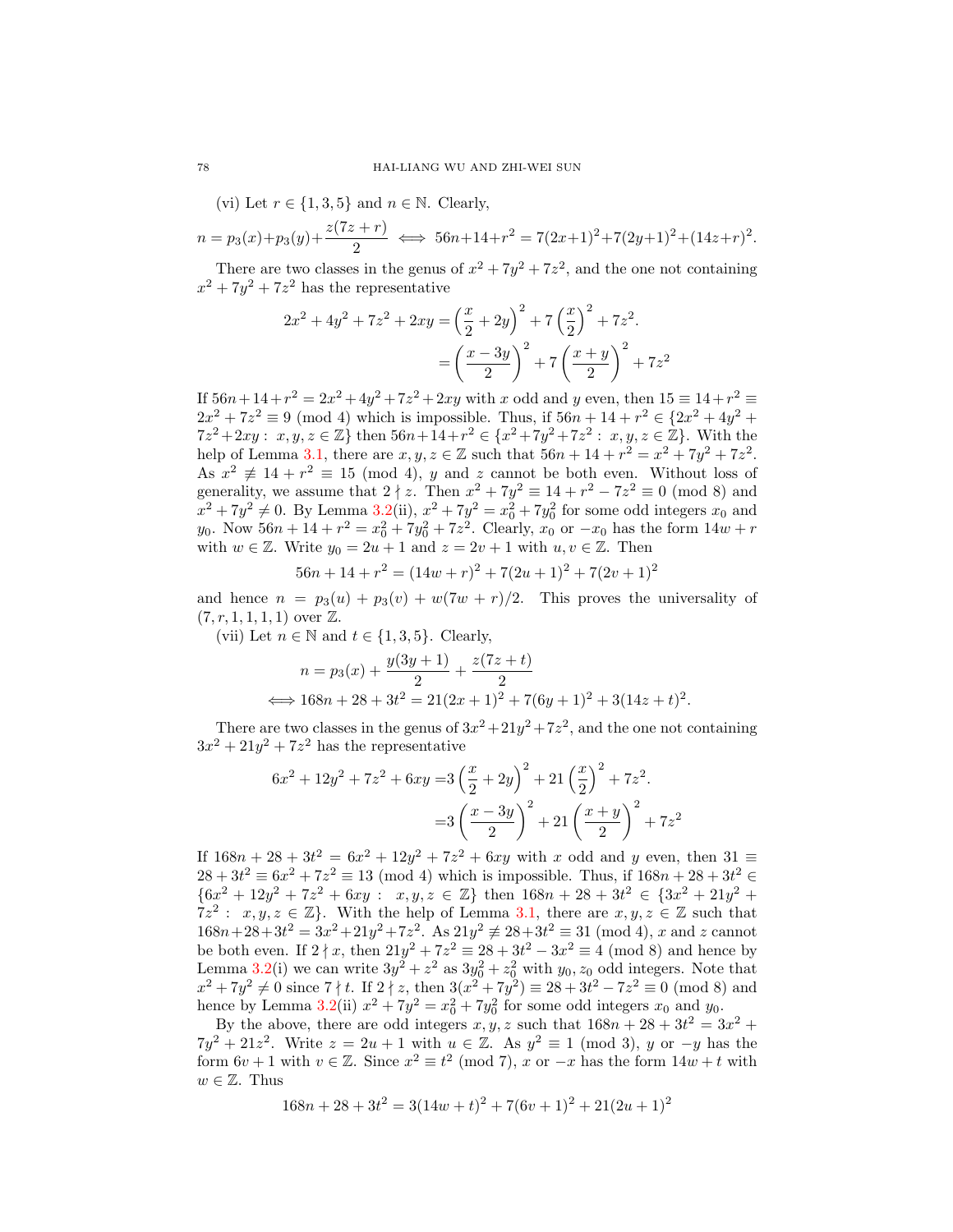(vi) Let $r \in \{1, 3, 5\}$ and $n \in \mathbb{N}$. Clearly,

$$n = p_3(x)+p_3(y)+\frac{z(7z+r)}{2} \iff 56n+14+r^2 = 7(2x+1)^2+7(2y+1)^2+(14z+r)^2.$$

There are two classes in the genus of $x^2 + 7y^2 + 7z^2$, and the one not containing $x^2 + 7y^2 + 7z^2$ has the representative

$$\begin{aligned} 2x^2 + 4y^2 + 7z^2 + 2xy &= \left(\frac{x}{2} + 2y\right)^2 + 7\left(\frac{x}{2}\right)^2 + 7z^2. \\ &= \left(\frac{x-3y}{2}\right)^2 + 7\left(\frac{x+y}{2}\right)^2 + 7z^2 \end{aligned}$$

If $56n+14+r^2 = 2x^2+4y^2+7z^2+2xy$ with $x$ odd and $y$ even, then $15 \equiv 14+r^2 \equiv 2x^2 + 7z^2 \equiv 9 \pmod 4$ which is impossible. Thus, if $56n + 14 + r^2 \in \{2x^2 + 4y^2 + 7z^2+2xy : \ x, y, z \in \mathbb{Z}\}$ then $56n+14+r^2 \in \{x^2+7y^2+7z^2 : \ x, y, z \in \mathbb{Z}\}$. With the help of Lemma 3.1, there are $x, y, z \in \mathbb{Z}$ such that $56n + 14 + r^2 = x^2 + 7y^2 + 7z^2$. As $x^2 \not\equiv 14 + r^2 \equiv 15 \pmod 4$, $y$ and $z$ cannot be both even. Without loss of generality, we assume that $2 \nmid z$. Then $x^2 + 7y^2 \equiv 14 + r^2 - 7z^2 \equiv 0 \pmod 8$ and $x^2 + 7y^2 \neq 0$. By Lemma 3.2(ii), $x^2 + 7y^2 = x_0^2 + 7y_0^2$ for some odd integers $x_0$ and $y_0$. Now $56n + 14 + r^2 = x_0^2 + 7y_0^2 + 7z^2$. Clearly, $x_0$ or $-x_0$ has the form $14w + r$ with $w \in \mathbb{Z}$. Write $y_0 = 2u + 1$ and $z = 2v + 1$ with $u, v \in \mathbb{Z}$. Then

$$56n + 14 + r^2 = (14w + r)^2 + 7(2u + 1)^2 + 7(2v + 1)^2$$

and hence $n = p_3(u) + p_3(v) + w(7w + r)/2$. This proves the universality of $(7, r, 1, 1, 1, 1)$ over $\mathbb{Z}$.

(vii) Let $n \in \mathbb{N}$ and $t \in \{1, 3, 5\}$. Clearly,

$$\begin{aligned} &n = p_3(x) + \frac{y(3y+1)}{2} + \frac{z(7z+t)}{2} \\ \iff &168n + 28 + 3t^2 = 21(2x + 1)^2 + 7(6y + 1)^2 + 3(14z + t)^2. \end{aligned}$$

There are two classes in the genus of $3x^2+21y^2+7z^2$, and the one not containing $3x^2 + 21y^2 + 7z^2$ has the representative

$$\begin{aligned} 6x^2 + 12y^2 + 7z^2 + 6xy =&3\left(\frac{x}{2} + 2y\right)^2 + 21\left(\frac{x}{2}\right)^2 + 7z^2. \\ =&3\left(\frac{x-3y}{2}\right)^2 + 21\left(\frac{x+y}{2}\right)^2 + 7z^2 \end{aligned}$$

If $168n + 28 + 3t^2 = 6x^2 + 12y^2 + 7z^2 + 6xy$ with $x$ odd and $y$ even, then $31 \equiv 28 + 3t^2 \equiv 6x^2 + 7z^2 \equiv 13 \pmod 4$ which is impossible. Thus, if $168n + 28 + 3t^2 \in \{6x^2 + 12y^2 + 7z^2 + 6xy : \ x, y, z \in \mathbb{Z}\}$ then $168n + 28 + 3t^2 \in \{3x^2 + 21y^2 + 7z^2 : \ x, y, z \in \mathbb{Z}\}$. With the help of Lemma 3.1, there are $x, y, z \in \mathbb{Z}$ such that $168n+28+3t^2 = 3x^2+21y^2+7z^2$. As $21y^2 \not\equiv 28+3t^2 \equiv 31 \pmod 4$, $x$ and $z$ cannot be both even. If $2 \nmid x$, then $21y^2 + 7z^2 \equiv 28 + 3t^2 - 3x^2 \equiv 4 \pmod 8$ and hence by Lemma 3.2(i) we can write $3y^2 + z^2$ as $3y_0^2 + z_0^2$ with $y_0, z_0$ odd integers. Note that $x^2 + 7y^2 \neq 0$ since $7 \nmid t$. If $2 \nmid z$, then $3(x^2 + 7y^2) \equiv 28 + 3t^2 - 7z^2 \equiv 0 \pmod 8$ and hence by Lemma 3.2(ii) $x^2 + 7y^2 = x_0^2 + 7y_0^2$ for some odd integers $x_0$ and $y_0$.

By the above, there are odd integers $x, y, z$ such that $168n + 28 + 3t^2 = 3x^2 + 7y^2 + 21z^2$. Write $z = 2u + 1$ with $u \in \mathbb{Z}$. As $y^2 \equiv 1 \pmod 3$, $y$ or $-y$ has the form $6v + 1$ with $v \in \mathbb{Z}$. Since $x^2 \equiv t^2 \pmod 7$, $x$ or $-x$ has the form $14w + t$ with $w \in \mathbb{Z}$. Thus

$$168n + 28 + 3t^2 = 3(14w + t)^2 + 7(6v + 1)^2 + 21(2u + 1)^2$$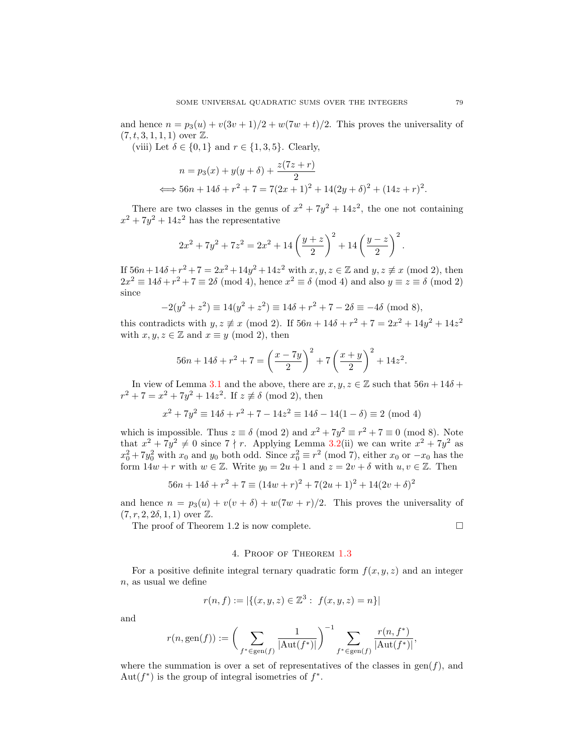and hence $n = p_3(u) + v(3v+1)/2 + w(7w+t)/2$. This proves the universality of $(7, t, 3, 1, 1, 1)$ over $\mathbb{Z}$.

(viii) Let $\delta \in \{0, 1\}$ and $r \in \{1, 3, 5\}$. Clearly,

$$n = p_3(x) + y(y+\delta) + \frac{z(7z+r)}{2}$$
$$\iff 56n + 14\delta + r^2 + 7 = 7(2x+1)^2 + 14(2y+\delta)^2 + (14z+r)^2.$$

There are two classes in the genus of $x^2 + 7y^2 + 14z^2$, the one not containing $x^2 + 7y^2 + 14z^2$ has the representative

$$2x^2 + 7y^2 + 7z^2 = 2x^2 + 14\left(\frac{y+z}{2}\right)^2 + 14\left(\frac{y-z}{2}\right)^2.$$

If $56n + 14\delta + r^2 + 7 = 2x^2 + 14y^2 + 14z^2$ with $x, y, z \in \mathbb{Z}$ and $y, z \not\equiv x \pmod 2$, then $2x^2 \equiv 14\delta + r^2 + 7 \equiv 2\delta \pmod 4$, hence $x^2 \equiv \delta \pmod 4$ and also $y \equiv z \equiv \delta \pmod 2$ since

$$-2(y^2 + z^2) \equiv 14(y^2 + z^2) \equiv 14\delta + r^2 + 7 - 2\delta \equiv -4\delta \pmod 8,$$

this contradicts with $y, z \not\equiv x \pmod 2$. If $56n + 14\delta + r^2 + 7 = 2x^2 + 14y^2 + 14z^2$ with $x, y, z \in \mathbb{Z}$ and $x \equiv y \pmod 2$, then

$$56n + 14\delta + r^2 + 7 = \left(\frac{x-7y}{2}\right)^2 + 7\left(\frac{x+y}{2}\right)^2 + 14z^2.$$

In view of Lemma 3.1 and the above, there are $x, y, z \in \mathbb{Z}$ such that $56n + 14\delta + r^2 + 7 = x^2 + 7y^2 + 14z^2$. If $z \not\equiv \delta \pmod 2$, then

$$x^2 + 7y^2 \equiv 14\delta + r^2 + 7 - 14z^2 \equiv 14\delta - 14(1-\delta) \equiv 2 \pmod 4$$

which is impossible. Thus $z \equiv \delta \pmod 2$ and $x^2 + 7y^2 \equiv r^2 + 7 \equiv 0 \pmod 8$. Note that $x^2 + 7y^2 \neq 0$ since $7 \nmid r$. Applying Lemma 3.2(ii) we can write $x^2 + 7y^2$ as $x_0^2 + 7y_0^2$ with $x_0$ and $y_0$ both odd. Since $x_0^2 \equiv r^2 \pmod 7$, either $x_0$ or $-x_0$ has the form $14w + r$ with $w \in \mathbb{Z}$. Write $y_0 = 2u + 1$ and $z = 2v + \delta$ with $u, v \in \mathbb{Z}$. Then

$$56n + 14\delta + r^2 + 7 \equiv (14w + r)^2 + 7(2u+1)^2 + 14(2v+\delta)^2$$

and hence $n = p_3(u) + v(v+\delta) + w(7w+r)/2$. This proves the universality of $(7, r, 2, 2\delta, 1, 1)$ over $\mathbb{Z}$.

The proof of Theorem 1.2 is now complete. $\square$

## 4. Proof of Theorem 1.3

For a positive definite integral ternary quadratic form $f(x, y, z)$ and an integer $n$, as usual we define

$$r(n, f) := |\{(x, y, z) \in \mathbb{Z}^3 : \ f(x, y, z) = n\}|$$

and

$$r(n, \text{gen}(f)) := \Bigg(\sum_{f^* \in \text{gen}(f)} \frac{1}{|\text{Aut}(f^*)|}\Bigg)^{-1} \sum_{f^* \in \text{gen}(f)} \frac{r(n, f^*)}{|\text{Aut}(f^*)|},$$

where the summation is over a set of representatives of the classes in $\text{gen}(f)$, and $\text{Aut}(f^*)$ is the group of integral isometries of $f^*$.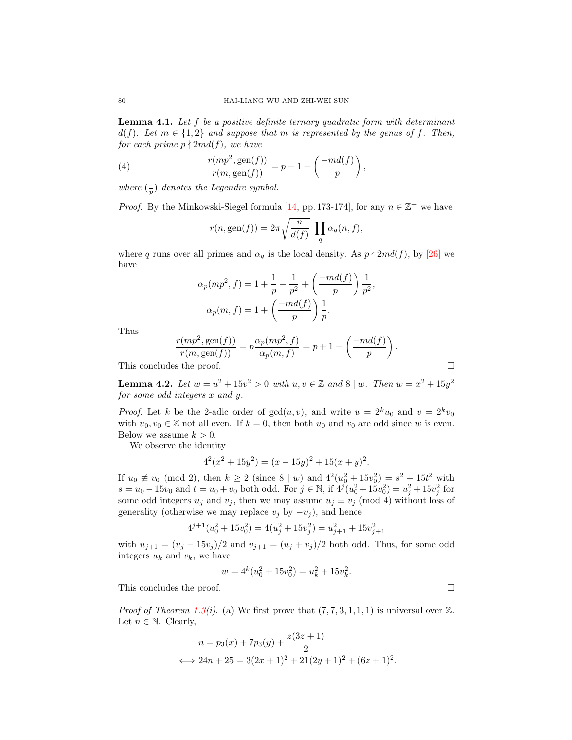**Lemma 4.1.** *Let $f$ be a positive definite ternary quadratic form with determinant $d(f)$. Let $m \in \{1,2\}$ and suppose that $m$ is represented by the genus of $f$. Then, for each prime $p \nmid 2md(f)$, we have*

$$\frac{r(mp^2, \mathrm{gen}(f))}{r(m, \mathrm{gen}(f))} = p + 1 - \left(\frac{-md(f)}{p}\right), \tag{4}$$

*where $(\frac{\cdot}{p})$ denotes the Legendre symbol.*

*Proof.* By the Minkowski-Siegel formula [14, pp. 173-174], for any $n \in \mathbb{Z}^+$ we have

$$r(n, \mathrm{gen}(f)) = 2\pi\sqrt{\frac{n}{d(f)}}\ \prod_q \alpha_q(n, f),$$

where $q$ runs over all primes and $\alpha_q$ is the local density. As $p \nmid 2md(f)$, by [26] we have

$$\alpha_p(mp^2, f) = 1 + \frac{1}{p} - \frac{1}{p^2} + \left(\frac{-md(f)}{p}\right)\frac{1}{p^2},$$

$$\alpha_p(m, f) = 1 + \left(\frac{-md(f)}{p}\right)\frac{1}{p}.$$

Thus

$$\frac{r(mp^2, \mathrm{gen}(f))}{r(m, \mathrm{gen}(f))} = p\frac{\alpha_p(mp^2, f)}{\alpha_p(m, f)} = p + 1 - \left(\frac{-md(f)}{p}\right).$$

This concludes the proof. □

**Lemma 4.2.** *Let $w = u^2 + 15v^2 > 0$ with $u, v \in \mathbb{Z}$ and $8 \mid w$. Then $w = x^2 + 15y^2$ for some odd integers $x$ and $y$.*

*Proof.* Let $k$ be the 2-adic order of $\gcd(u, v)$, and write $u = 2^k u_0$ and $v = 2^k v_0$ with $u_0, v_0 \in \mathbb{Z}$ not all even. If $k = 0$, then both $u_0$ and $v_0$ are odd since $w$ is even. Below we assume $k > 0$.

We observe the identity

$$4^2(x^2 + 15y^2) = (x - 15y)^2 + 15(x + y)^2.$$

If $u_0 \not\equiv v_0 \pmod 2$, then $k \geq 2$ (since $8 \mid w$) and $4^2(u_0^2 + 15v_0^2) = s^2 + 15t^2$ with $s = u_0 - 15v_0$ and $t = u_0 + v_0$ both odd. For $j \in \mathbb{N}$, if $4^j(u_0^2 + 15v_0^2) = u_j^2 + 15v_j^2$ for some odd integers $u_j$ and $v_j$, then we may assume $u_j \equiv v_j \pmod 4$ without loss of generality (otherwise we may replace $v_j$ by $-v_j$), and hence

$$4^{j+1}(u_0^2 + 15v_0^2) = 4(u_j^2 + 15v_j^2) = u_{j+1}^2 + 15v_{j+1}^2$$

with $u_{j+1} = (u_j - 15v_j)/2$ and $v_{j+1} = (u_j + v_j)/2$ both odd. Thus, for some odd integers $u_k$ and $v_k$, we have

$$w = 4^k(u_0^2 + 15v_0^2) = u_k^2 + 15v_k^2.$$

This concludes the proof. □

*Proof of Theorem 1.3(i).* (a) We first prove that $(7, 7, 3, 1, 1, 1)$ is universal over $\mathbb{Z}$. Let $n \in \mathbb{N}$. Clearly,

$$n = p_3(x) + 7p_3(y) + \frac{z(3z+1)}{2}$$
$$\iff 24n + 25 = 3(2x+1)^2 + 21(2y+1)^2 + (6z+1)^2.$$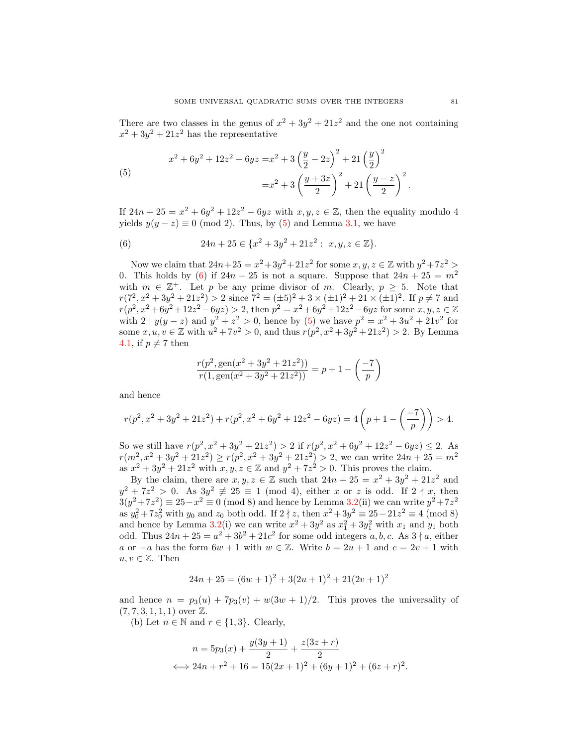There are two classes in the genus of $x^2+3y^2+21z^2$ and the one not containing $x^2+3y^2+21z^2$ has the representative

$$
\begin{aligned}
x^2+6y^2+12z^2-6yz =&x^2+3\left(\frac{y}{2}-2z\right)^2+21\left(\frac{y}{2}\right)^2 \\
=&x^2+3\left(\frac{y+3z}{2}\right)^2+21\left(\frac{y-z}{2}\right)^2.
\end{aligned}
\tag{5}
$$

If $24n+25=x^2+6y^2+12z^2-6yz$ with $x,y,z\in\mathbb{Z}$, then the equality modulo 4 yields $y(y-z)\equiv 0 \pmod 2$. Thus, by (5) and Lemma 3.1, we have

$$
24n+25\in\{x^2+3y^2+21z^2:\ x,y,z\in\mathbb{Z}\}. \tag{6}
$$

Now we claim that $24n+25=x^2+3y^2+21z^2$ for some $x,y,z\in\mathbb{Z}$ with $y^2+7z^2>0$. This holds by (6) if $24n+25$ is not a square. Suppose that $24n+25=m^2$ with $m\in\mathbb{Z}^+$. Let $p$ be any prime divisor of $m$. Clearly, $p\geq 5$. Note that $r(7^2,x^2+3y^2+21z^2)>2$ since $7^2=(\pm5)^2+3\times(\pm1)^2+21\times(\pm1)^2$. If $p\neq 7$ and $r(p^2,x^2+6y^2+12z^2-6yz)>2$, then $p^2=x^2+6y^2+12z^2-6yz$ for some $x,y,z\in\mathbb{Z}$ with $2\mid y(y-z)$ and $y^2+z^2>0$, hence by (5) we have $p^2=x^2+3u^2+21v^2$ for some $x,u,v\in\mathbb{Z}$ with $u^2+7v^2>0$, and thus $r(p^2,x^2+3y^2+21z^2)>2$. By Lemma 4.1, if $p\neq 7$ then

$$
\frac{r(p^2,\mathrm{gen}(x^2+3y^2+21z^2))}{r(1,\mathrm{gen}(x^2+3y^2+21z^2))}=p+1-\left(\frac{-7}{p}\right)
$$

and hence

$$
r(p^2,x^2+3y^2+21z^2)+r(p^2,x^2+6y^2+12z^2-6yz)=4\left(p+1-\left(\frac{-7}{p}\right)\right)>4.
$$

So we still have $r(p^2,x^2+3y^2+21z^2)>2$ if $r(p^2,x^2+6y^2+12z^2-6yz)\leq 2$. As $r(m^2,x^2+3y^2+21z^2)\geq r(p^2,x^2+3y^2+21z^2)>2$, we can write $24n+25=m^2$ as $x^2+3y^2+21z^2$ with $x,y,z\in\mathbb{Z}$ and $y^2+7z^2>0$. This proves the claim.

By the claim, there are $x,y,z\in\mathbb{Z}$ such that $24n+25=x^2+3y^2+21z^2$ and $y^2+7z^2>0$. As $3y^2\not\equiv 25\equiv 1 \pmod 4$, either $x$ or $z$ is odd. If $2\nmid x$, then $3(y^2+7z^2)\equiv 25-x^2\equiv 0 \pmod 8$ and hence by Lemma 3.2(ii) we can write $y^2+7z^2$ as $y_0^2+7z_0^2$ with $y_0$ and $z_0$ both odd. If $2\nmid z$, then $x^2+3y^2\equiv 25-21z^2\equiv 4 \pmod 8$ and hence by Lemma 3.2(i) we can write $x^2+3y^2$ as $x_1^2+3y_1^2$ with $x_1$ and $y_1$ both odd. Thus $24n+25=a^2+3b^2+21c^2$ for some odd integers $a,b,c$. As $3\nmid a$, either $a$ or $-a$ has the form $6w+1$ with $w\in\mathbb{Z}$. Write $b=2u+1$ and $c=2v+1$ with $u,v\in\mathbb{Z}$. Then

$$
24n+25=(6w+1)^2+3(2u+1)^2+21(2v+1)^2
$$

and hence $n=p_3(u)+7p_3(v)+w(3w+1)/2$. This proves the universality of $(7,7,3,1,1,1)$ over $\mathbb{Z}$.

(b) Let $n\in\mathbb{N}$ and $r\in\{1,3\}$. Clearly,

$$
\begin{aligned}
&n=5p_3(x)+\frac{y(3y+1)}{2}+\frac{z(3z+r)}{2} \\
\iff &24n+r^2+16=15(2x+1)^2+(6y+1)^2+(6z+r)^2.
\end{aligned}
$$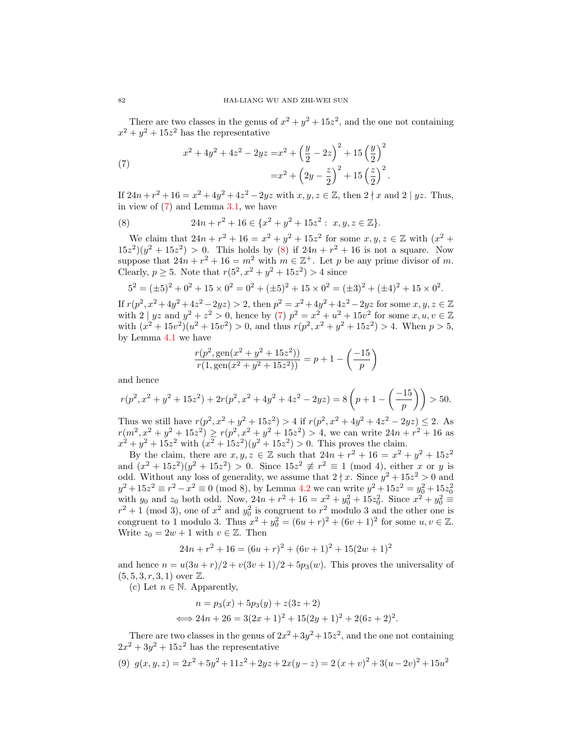There are two classes in the genus of $x^2+y^2+15z^2$, and the one not containing $x^2+y^2+15z^2$ has the representative

$$
\begin{aligned}
x^2+4y^2+4z^2-2yz =& x^2+\left(\frac{y}{2}-2z\right)^2+15\left(\frac{y}{2}\right)^2 \\
=& x^2+\left(2y-\frac{z}{2}\right)^2+15\left(\frac{z}{2}\right)^2.
\end{aligned} \tag{7}
$$

If $24n+r^2+16 = x^2+4y^2+4z^2-2yz$ with $x,y,z\in\mathbb{Z}$, then $2\nmid x$ and $2\mid yz$. Thus, in view of (7) and Lemma 3.1, we have

$$
24n+r^2+16 \in \{x^2+y^2+15z^2:\ x,y,z\in\mathbb{Z}\}. \tag{8}
$$

We claim that $24n+r^2+16 = x^2+y^2+15z^2$ for some $x,y,z\in\mathbb{Z}$ with $(x^2+15z^2)(y^2+15z^2)>0$. This holds by (8) if $24n+r^2+16$ is not a square. Now suppose that $24n+r^2+16=m^2$ with $m\in\mathbb{Z}^+$. Let $p$ be any prime divisor of $m$. Clearly, $p\geq 5$. Note that $r(5^2,x^2+y^2+15z^2)>4$ since

$$
5^2=(\pm 5)^2+0^2+15\times 0^2 = 0^2+(\pm5)^2+15\times 0^2 = (\pm 3)^2+(\pm 4)^2+15\times 0^2.
$$

If $r(p^2,x^2+4y^2+4z^2-2yz)>2$, then $p^2=x^2+4y^2+4z^2-2yz$ for some $x,y,z\in\mathbb{Z}$ with $2\mid yz$ and $y^2+z^2>0$, hence by (7) $p^2=x^2+u^2+15v^2$ for some $x,u,v\in\mathbb{Z}$ with $(x^2+15v^2)(u^2+15v^2)>0$, and thus $r(p^2,x^2+y^2+15z^2)>4$. When $p>5$, by Lemma 4.1 we have

$$
\frac{r(p^2,\mathrm{gen}(x^2+y^2+15z^2))}{r(1,\mathrm{gen}(x^2+y^2+15z^2))} = p+1-\left(\frac{-15}{p}\right)
$$

and hence

$$
r(p^2,x^2+y^2+15z^2)+2r(p^2,x^2+4y^2+4z^2-2yz) = 8\left(p+1-\left(\frac{-15}{p}\right)\right)>50.
$$

Thus we still have $r(p^2,x^2+y^2+15z^2)>4$ if $r(p^2,x^2+4y^2+4z^2-2yz)\leq 2$. As $r(m^2,x^2+y^2+15z^2)\geq r(p^2,x^2+y^2+15z^2)>4$, we can write $24n+r^2+16$ as $x^2+y^2+15z^2$ with $(x^2+15z^2)(y^2+15z^2)>0$. This proves the claim.

By the claim, there are $x,y,z\in\mathbb{Z}$ such that $24n+r^2+16=x^2+y^2+15z^2$ and $(x^2+15z^2)(y^2+15z^2)>0$. Since $15z^2\not\equiv r^2\equiv 1 \pmod 4$, either $x$ or $y$ is odd. Without any loss of generality, we assume that $2\nmid x$. Since $y^2+15z^2>0$ and $y^2+15z^2\equiv r^2-x^2\equiv 0 \pmod 8$, by Lemma 4.2 we can write $y^2+15z^2=y_0^2+15z_0^2$ with $y_0$ and $z_0$ both odd. Now, $24n+r^2+16=x^2+y_0^2+15z_0^2$. Since $x^2+y_0^2\equiv r^2+1 \pmod 3$, one of $x^2$ and $y_0^2$ is congruent to $r^2$ modulo 3 and the other one is congruent to 1 modulo 3. Thus $x^2+y_0^2=(6u+r)^2+(6v+1)^2$ for some $u,v\in\mathbb{Z}$. Write $z_0=2w+1$ with $v\in\mathbb{Z}$. Then

$$
24n+r^2+16=(6u+r)^2+(6v+1)^2+15(2w+1)^2
$$

and hence $n=u(3u+r)/2+v(3v+1)/2+5p_3(w)$. This proves the universality of $(5,5,3,r,3,1)$ over $\mathbb{Z}$.

(c) Let $n\in\mathbb{N}$. Apparently,

$$
\begin{aligned}
& n=p_3(x)+5p_3(y)+z(3z+2) \\
\iff & 24n+26=3(2x+1)^2+15(2y+1)^2+2(6z+2)^2.
\end{aligned}
$$

There are two classes in the genus of $2x^2+3y^2+15z^2$, and the one not containing $2x^2+3y^2+15z^2$ has the representative

$$
g(x,y,z)=2x^2+5y^2+11z^2+2yz+2x(y-z)=2\,(x+v)^2+3(u-2v)^2+15u^2 \tag{9}
$$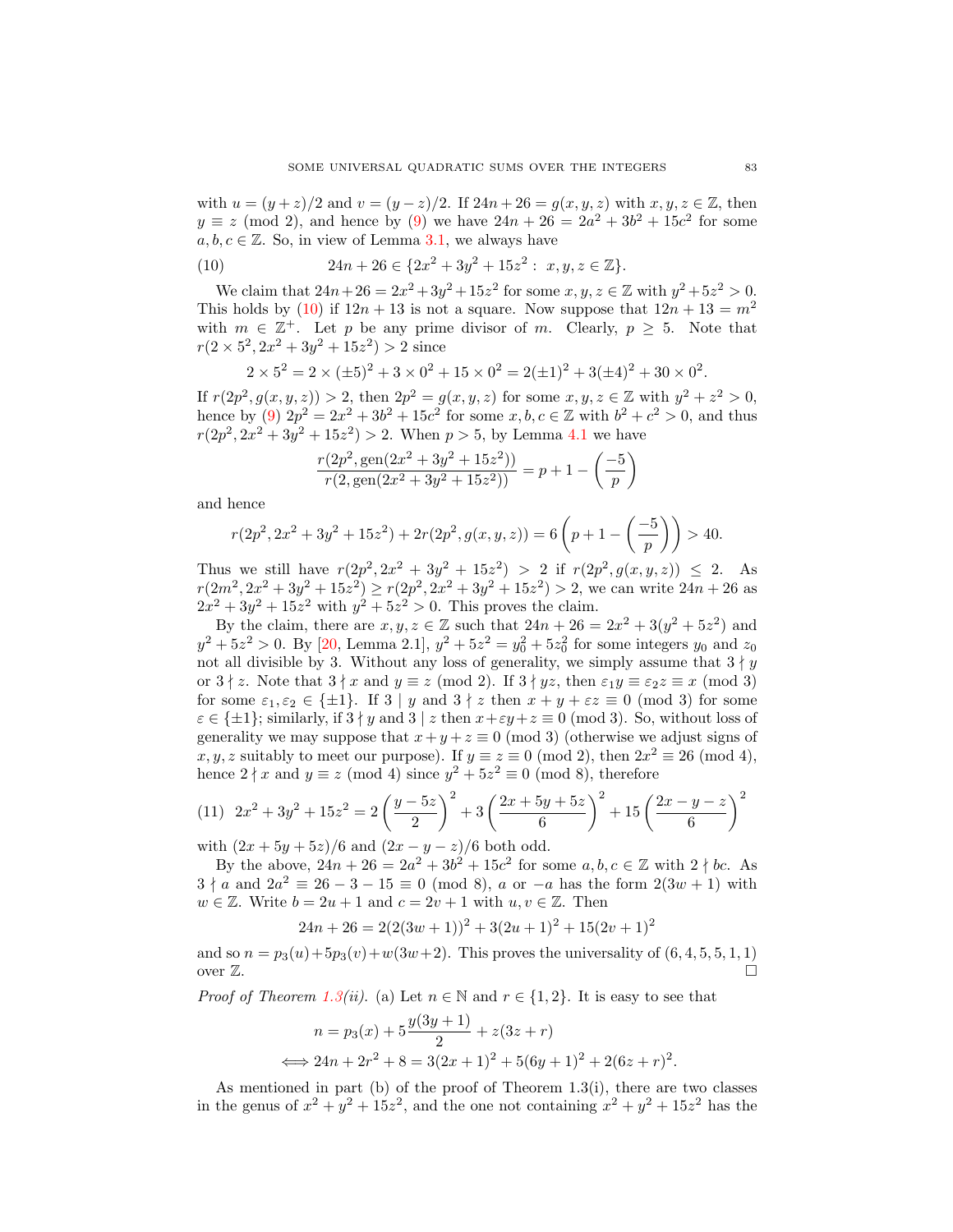with $u = (y+z)/2$ and $v = (y-z)/2$. If $24n+26 = g(x,y,z)$ with $x,y,z \in \mathbb{Z}$, then $y \equiv z \pmod 2$, and hence by (9) we have $24n+26 = 2a^2+3b^2+15c^2$ for some $a,b,c \in \mathbb{Z}$. So, in view of Lemma 3.1, we always have

$$24n+26 \in \{2x^2+3y^2+15z^2 : \ x,y,z \in \mathbb{Z}\}. \tag{10}$$

We claim that $24n+26 = 2x^2+3y^2+15z^2$ for some $x,y,z \in \mathbb{Z}$ with $y^2+5z^2 > 0$. This holds by (10) if $12n+13$ is not a square. Now suppose that $12n+13 = m^2$ with $m \in \mathbb{Z}^+$. Let $p$ be any prime divisor of $m$. Clearly, $p \geq 5$. Note that $r(2 \times 5^2, 2x^2+3y^2+15z^2) > 2$ since

$$2 \times 5^2 = 2 \times (\pm 5)^2 + 3 \times 0^2 + 15 \times 0^2 = 2(\pm 1)^2 + 3(\pm 4)^2 + 30 \times 0^2.$$

If $r(2p^2, g(x,y,z)) > 2$, then $2p^2 = g(x,y,z)$ for some $x,y,z \in \mathbb{Z}$ with $y^2+z^2 > 0$, hence by (9) $2p^2 = 2x^2+3b^2+15c^2$ for some $x,b,c \in \mathbb{Z}$ with $b^2+c^2 > 0$, and thus $r(2p^2, 2x^2+3y^2+15z^2) > 2$. When $p > 5$, by Lemma 4.1 we have

$$\frac{r(2p^2, \operatorname{gen}(2x^2+3y^2+15z^2))}{r(2, \operatorname{gen}(2x^2+3y^2+15z^2))} = p+1-\left(\frac{-5}{p}\right)$$

and hence

$$r(2p^2, 2x^2+3y^2+15z^2) + 2r(2p^2, g(x,y,z)) = 6\left(p+1-\left(\frac{-5}{p}\right)\right) > 40.$$

Thus we still have $r(2p^2, 2x^2+3y^2+15z^2) > 2$ if $r(2p^2, g(x,y,z)) \leq 2$. As $r(2m^2, 2x^2+3y^2+15z^2) \geq r(2p^2, 2x^2+3y^2+15z^2) > 2$, we can write $24n+26$ as $2x^2+3y^2+15z^2$ with $y^2+5z^2 > 0$. This proves the claim.

By the claim, there are $x,y,z \in \mathbb{Z}$ such that $24n+26 = 2x^2+3(y^2+5z^2)$ and $y^2+5z^2 > 0$. By [20, Lemma 2.1], $y^2+5z^2 = y_0^2+5z_0^2$ for some integers $y_0$ and $z_0$ not all divisible by 3. Without any loss of generality, we simply assume that $3 \nmid y$ or $3 \nmid z$. Note that $3 \nmid x$ and $y \equiv z \pmod 2$. If $3 \nmid yz$, then $\varepsilon_1 y \equiv \varepsilon_2 z \equiv x \pmod 3$ for some $\varepsilon_1, \varepsilon_2 \in \{\pm 1\}$. If $3 \mid y$ and $3 \nmid z$ then $x+y+\varepsilon z \equiv 0 \pmod 3$ for some $\varepsilon \in \{\pm 1\}$; similarly, if $3 \nmid y$ and $3 \mid z$ then $x+\varepsilon y+z \equiv 0 \pmod 3$. So, without loss of generality we may suppose that $x+y+z \equiv 0 \pmod 3$ (otherwise we adjust signs of $x,y,z$ suitably to meet our purpose). If $y \equiv z \equiv 0 \pmod 2$, then $2x^2 \equiv 26 \pmod 4$, hence $2 \nmid x$ and $y \equiv z \pmod 4$ since $y^2+5z^2 \equiv 0 \pmod 8$, therefore

$$2x^2+3y^2+15z^2 = 2\left(\frac{y-5z}{2}\right)^2 + 3\left(\frac{2x+5y+5z}{6}\right)^2 + 15\left(\frac{2x-y-z}{6}\right)^2 \tag{11}$$

with $(2x+5y+5z)/6$ and $(2x-y-z)/6$ both odd.

By the above, $24n+26 = 2a^2+3b^2+15c^2$ for some $a,b,c \in \mathbb{Z}$ with $2 \nmid bc$. As $3 \nmid a$ and $2a^2 \equiv 26-3-15 \equiv 0 \pmod 8$, $a$ or $-a$ has the form $2(3w+1)$ with $w \in \mathbb{Z}$. Write $b = 2u+1$ and $c = 2v+1$ with $u,v \in \mathbb{Z}$. Then

$$24n+26 = 2(2(3w+1))^2 + 3(2u+1)^2 + 15(2v+1)^2$$

and so $n = p_3(u) + 5p_3(v) + w(3w+2)$. This proves the universality of $(6,4,5,5,1,1)$ over $\mathbb{Z}$. $\square$

*Proof of Theorem 1.3(ii).* (a) Let $n \in \mathbb{N}$ and $r \in \{1,2\}$. It is easy to see that

$$\begin{aligned} & n = p_3(x) + 5\frac{y(3y+1)}{2} + z(3z+r) \\ \iff & 24n+2r^2+8 = 3(2x+1)^2 + 5(6y+1)^2 + 2(6z+r)^2. \end{aligned}$$

As mentioned in part (b) of the proof of Theorem 1.3(i), there are two classes in the genus of $x^2+y^2+15z^2$, and the one not containing $x^2+y^2+15z^2$ has the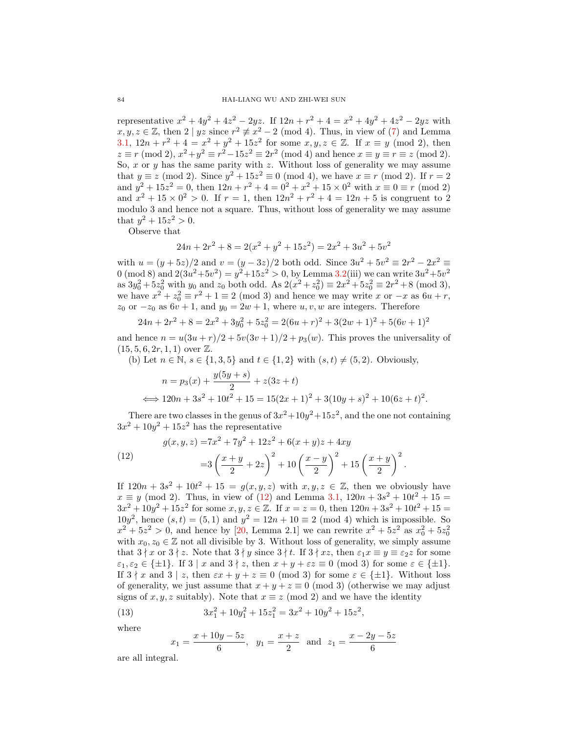representative $x^2+4y^2+4z^2-2yz$. If $12n+r^2+4=x^2+4y^2+4z^2-2yz$ with $x,y,z\in\mathbb{Z}$, then $2\mid yz$ since $r^2\not\equiv x^2-2 \pmod 4$. Thus, in view of (7) and Lemma 3.1, $12n+r^2+4=x^2+y^2+15z^2$ for some $x,y,z\in\mathbb{Z}$. If $x\equiv y \pmod 2$, then $z\equiv r \pmod 2$, $x^2+y^2\equiv r^2-15z^2\equiv 2r^2 \pmod 4$ and hence $x\equiv y\equiv r\equiv z \pmod 2$. So, $x$ or $y$ has the same parity with $z$. Without loss of generality we may assume that $y\equiv z \pmod 2$. Since $y^2+15z^2\equiv 0 \pmod 4$, we have $x\equiv r \pmod 2$. If $r=2$ and $y^2+15z^2=0$, then $12n+r^2+4=0^2+x^2+15\times 0^2$ with $x\equiv 0\equiv r \pmod 2$ and $x^2+15\times 0^2>0$. If $r=1$, then $12n^2+r^2+4=12n+5$ is congruent to 2 modulo 3 and hence not a square. Thus, without loss of generality we may assume that $y^2+15z^2>0$.

Observe that

$$24n+2r^2+8=2(x^2+y^2+15z^2)=2x^2+3u^2+5v^2$$

with $u=(y+5z)/2$ and $v=(y-3z)/2$ both odd. Since $3u^2+5v^2\equiv 2r^2-2x^2\equiv 0 \pmod 8$ and $2(3u^2+5v^2)=y^2+15z^2>0$, by Lemma 3.2(iii) we can write $3u^2+5v^2$ as $3y_0^2+5z_0^2$ with $y_0$ and $z_0$ both odd. As $2(x^2+z_0^2)\equiv 2x^2+5z_0^2\equiv 2r^2+8 \pmod 3$, we have $x^2+z_0^2\equiv r^2+1\equiv 2 \pmod 3$ and hence we may write $x$ or $-x$ as $6u+r$, $z_0$ or $-z_0$ as $6v+1$, and $y_0=2w+1$, where $u,v,w$ are integers. Therefore

$$24n+2r^2+8=2x^2+3y_0^2+5z_0^2=2(6u+r)^2+3(2w+1)^2+5(6v+1)^2$$

and hence $n=u(3u+r)/2+5v(3v+1)/2+p_3(w)$. This proves the universality of $(15,5,6,2r,1,1)$ over $\mathbb{Z}$.

(b) Let $n\in\mathbb{N}$, $s\in\{1,3,5\}$ and $t\in\{1,2\}$ with $(s,t)\neq(5,2)$. Obviously,

$$n=p_3(x)+\frac{y(5y+s)}{2}+z(3z+t)$$
$$\iff 120n+3s^2+10t^2+15=15(2x+1)^2+3(10y+s)^2+10(6z+t)^2.$$

There are two classes in the genus of $3x^2+10y^2+15z^2$, and the one not containing $3x^2+10y^2+15z^2$ has the representative

$$g(x,y,z)=7x^2+7y^2+12z^2+6(x+y)z+4xy =3\left(\frac{x+y}{2}+2z\right)^2+10\left(\frac{x-y}{2}\right)^2+15\left(\frac{x+y}{2}\right)^2. \tag{12}$$

If $120n+3s^2+10t^2+15=g(x,y,z)$ with $x,y,z\in\mathbb{Z}$, then we obviously have $x\equiv y \pmod 2$. Thus, in view of (12) and Lemma 3.1, $120n+3s^2+10t^2+15=3x^2+10y^2+15z^2$ for some $x,y,z\in\mathbb{Z}$. If $x=z=0$, then $120n+3s^2+10t^2+15=10y^2$, hence $(s,t)=(5,1)$ and $y^2=12n+10\equiv 2 \pmod 4$ which is impossible. So $x^2+5z^2>0$, and hence by [20, Lemma 2.1] we can rewrite $x^2+5z^2$ as $x_0^2+5z_0^2$ with $x_0,z_0\in\mathbb{Z}$ not all divisible by 3. Without loss of generality, we simply assume that $3\nmid x$ or $3\nmid z$. Note that $3\nmid y$ since $3\nmid t$. If $3\nmid xz$, then $\varepsilon_1 x\equiv y\equiv \varepsilon_2 z$ for some $\varepsilon_1,\varepsilon_2\in\{\pm1\}$. If $3\mid x$ and $3\nmid z$, then $x+y+\varepsilon z\equiv 0 \pmod 3$ for some $\varepsilon\in\{\pm1\}$. If $3\nmid x$ and $3\mid z$, then $\varepsilon x+y+z\equiv 0 \pmod 3$ for some $\varepsilon\in\{\pm1\}$. Without loss of generality, we just assume that $x+y+z\equiv 0 \pmod 3$ (otherwise we may adjust signs of $x,y,z$ suitably). Note that $x\equiv z \pmod 2$ and we have the identity

$$3x_1^2+10y_1^2+15z_1^2=3x^2+10y^2+15z^2, \tag{13}$$

where

$$x_1=\frac{x+10y-5z}{6},\quad y_1=\frac{x+z}{2}\quad\text{and}\quad z_1=\frac{x-2y-5z}{6}$$

are all integral.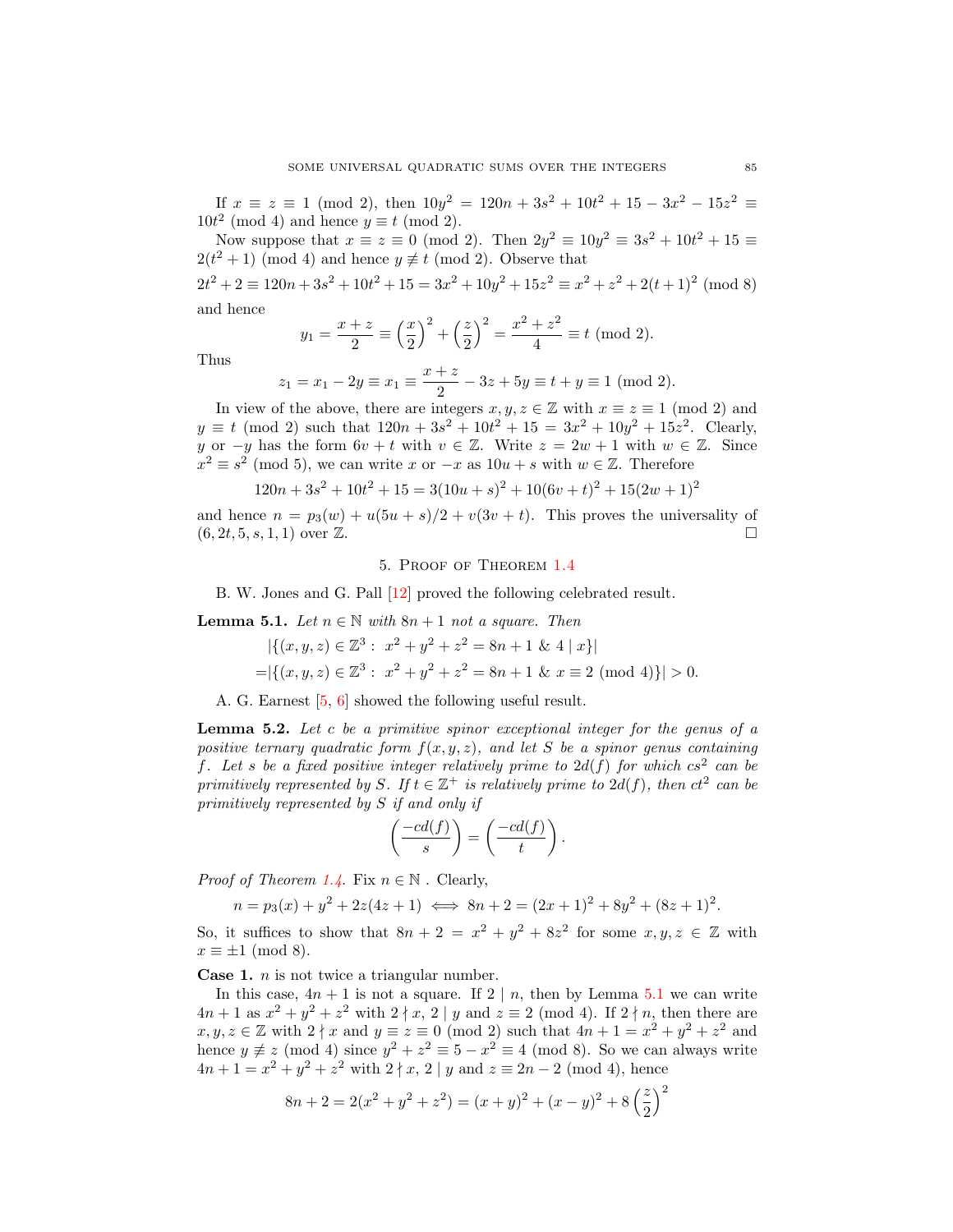If $x \equiv z \equiv 1 \pmod 2$, then $10y^2 = 120n + 3s^2 + 10t^2 + 15 - 3x^2 - 15z^2 \equiv 10t^2 \pmod 4$ and hence $y \equiv t \pmod 2$.

Now suppose that $x \equiv z \equiv 0 \pmod 2$. Then $2y^2 \equiv 10y^2 \equiv 3s^2 + 10t^2 + 15 \equiv 2(t^2+1) \pmod 4$ and hence $y \not\equiv t \pmod 2$. Observe that

$$2t^2 + 2 \equiv 120n + 3s^2 + 10t^2 + 15 = 3x^2 + 10y^2 + 15z^2 \equiv x^2 + z^2 + 2(t+1)^2 \pmod 8$$

and hence

$$y_1 = \frac{x+z}{2} \equiv \left(\frac{x}{2}\right)^2 + \left(\frac{z}{2}\right)^2 = \frac{x^2+z^2}{4} \equiv t \pmod 2.$$

Thus

$$z_1 = x_1 - 2y \equiv x_1 \equiv \frac{x+z}{2} - 3z + 5y \equiv t + y \equiv 1 \pmod 2.$$

In view of the above, there are integers $x, y, z \in \mathbb{Z}$ with $x \equiv z \equiv 1 \pmod 2$ and $y \equiv t \pmod 2$ such that $120n + 3s^2 + 10t^2 + 15 = 3x^2 + 10y^2 + 15z^2$. Clearly, $y$ or $-y$ has the form $6v + t$ with $v \in \mathbb{Z}$. Write $z = 2w + 1$ with $w \in \mathbb{Z}$. Since $x^2 \equiv s^2 \pmod 5$, we can write $x$ or $-x$ as $10u + s$ with $w \in \mathbb{Z}$. Therefore

$$120n + 3s^2 + 10t^2 + 15 = 3(10u+s)^2 + 10(6v+t)^2 + 15(2w+1)^2$$

and hence $n = p_3(w) + u(5u+s)/2 + v(3v+t)$. This proves the universality of $(6, 2t, 5, s, 1, 1)$ over $\mathbb{Z}$. $\square$

## 5. Proof of Theorem 1.4

B. W. Jones and G. Pall [12] proved the following celebrated result.

**Lemma 5.1.** *Let $n \in \mathbb{N}$ with $8n+1$ not a square. Then*

$$\begin{aligned} &|\{(x,y,z) \in \mathbb{Z}^3 :\ x^2+y^2+z^2 = 8n+1 \ \&\ 4 \mid x\}| \\ =&|\{(x,y,z) \in \mathbb{Z}^3 :\ x^2+y^2+z^2 = 8n+1 \ \&\ x \equiv 2 \pmod 4\}| > 0. \end{aligned}$$

A. G. Earnest [5, 6] showed the following useful result.

**Lemma 5.2.** *Let $c$ be a primitive spinor exceptional integer for the genus of a positive ternary quadratic form $f(x,y,z)$, and let $S$ be a spinor genus containing $f$. Let $s$ be a fixed positive integer relatively prime to $2d(f)$ for which $cs^2$ can be primitively represented by $S$. If $t \in \mathbb{Z}^+$ is relatively prime to $2d(f)$, then $ct^2$ can be primitively represented by $S$ if and only if*

$$\left(\frac{-cd(f)}{s}\right) = \left(\frac{-cd(f)}{t}\right).$$

*Proof of Theorem 1.4.* Fix $n \in \mathbb{N}$ . Clearly,

$$n = p_3(x) + y^2 + 2z(4z+1) \iff 8n+2 = (2x+1)^2 + 8y^2 + (8z+1)^2.$$

So, it suffices to show that $8n+2 = x^2+y^2+8z^2$ for some $x, y, z \in \mathbb{Z}$ with $x \equiv \pm 1 \pmod 8$.

**Case 1.** $n$ is not twice a triangular number.

In this case, $4n+1$ is not a square. If $2 \mid n$, then by Lemma 5.1 we can write $4n+1$ as $x^2+y^2+z^2$ with $2 \nmid x$, $2 \mid y$ and $z \equiv 2 \pmod 4$. If $2 \nmid n$, then there are $x, y, z \in \mathbb{Z}$ with $2 \nmid x$ and $y \equiv z \equiv 0 \pmod 2$ such that $4n+1 = x^2+y^2+z^2$ and hence $y \not\equiv z \pmod 4$ since $y^2 + z^2 \equiv 5 - x^2 \equiv 4 \pmod 8$. So we can always write $4n+1 = x^2+y^2+z^2$ with $2 \nmid x$, $2 \mid y$ and $z \equiv 2n-2 \pmod 4$, hence

$$8n+2 = 2(x^2+y^2+z^2) = (x+y)^2 + (x-y)^2 + 8\left(\frac{z}{2}\right)^2$$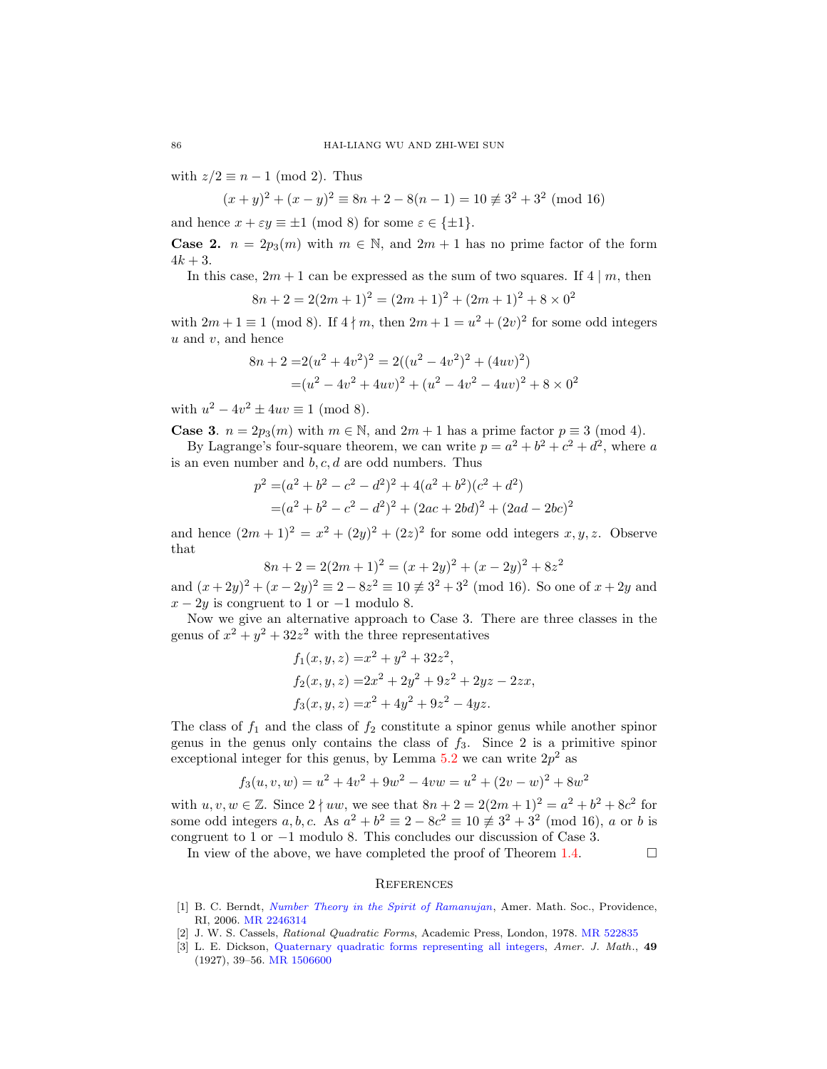with $z/2 \equiv n-1 \pmod 2$. Thus

$$(x+y)^2+(x-y)^2 \equiv 8n+2-8(n-1)=10 \not\equiv 3^2+3^2 \pmod{16}$$

and hence $x+\varepsilon y \equiv \pm 1 \pmod 8$ for some $\varepsilon \in \{\pm 1\}$.

**Case 2.** $n=2p_3(m)$ with $m \in \mathbb{N}$, and $2m+1$ has no prime factor of the form $4k+3$.

In this case, $2m+1$ can be expressed as the sum of two squares. If $4 \mid m$, then

$$8n+2=2(2m+1)^2=(2m+1)^2+(2m+1)^2+8\times 0^2$$

with $2m+1 \equiv 1 \pmod 8$. If $4 \nmid m$, then $2m+1=u^2+(2v)^2$ for some odd integers $u$ and $v$, and hence

$$\begin{aligned}8n+2=&2(u^2+4v^2)^2=2((u^2-4v^2)^2+(4uv)^2)\\=&(u^2-4v^2+4uv)^2+(u^2-4v^2-4uv)^2+8\times 0^2\end{aligned}$$

with $u^2-4v^2\pm 4uv \equiv 1 \pmod 8$.

**Case 3**. $n=2p_3(m)$ with $m \in \mathbb{N}$, and $2m+1$ has a prime factor $p \equiv 3 \pmod 4$.

By Lagrange's four-square theorem, we can write $p=a^2+b^2+c^2+d^2$, where $a$ is an even number and $b,c,d$ are odd numbers. Thus

$$\begin{aligned}p^2=&(a^2+b^2-c^2-d^2)^2+4(a^2+b^2)(c^2+d^2)\\=&(a^2+b^2-c^2-d^2)^2+(2ac+2bd)^2+(2ad-2bc)^2\end{aligned}$$

and hence $(2m+1)^2=x^2+(2y)^2+(2z)^2$ for some odd integers $x,y,z$. Observe that

$$8n+2=2(2m+1)^2=(x+2y)^2+(x-2y)^2+8z^2$$

and $(x+2y)^2+(x-2y)^2 \equiv 2-8z^2 \equiv 10 \not\equiv 3^2+3^2 \pmod{16}$. So one of $x+2y$ and $x-2y$ is congruent to 1 or $-1$ modulo 8.

Now we give an alternative approach to Case 3. There are three classes in the genus of $x^2+y^2+32z^2$ with the three representatives

$$\begin{aligned}f_1(x,y,z)=&x^2+y^2+32z^2,\\f_2(x,y,z)=&2x^2+2y^2+9z^2+2yz-2zx,\\f_3(x,y,z)=&x^2+4y^2+9z^2-4yz.\end{aligned}$$

The class of $f_1$ and the class of $f_2$ constitute a spinor genus while another spinor genus in the genus only contains the class of $f_3$. Since 2 is a primitive spinor exceptional integer for this genus, by Lemma 5.2 we can write $2p^2$ as

$$f_3(u,v,w)=u^2+4v^2+9w^2-4vw=u^2+(2v-w)^2+8w^2$$

with $u,v,w \in \mathbb{Z}$. Since $2 \nmid uw$, we see that $8n+2=2(2m+1)^2=a^2+b^2+8c^2$ for some odd integers $a,b,c$. As $a^2+b^2 \equiv 2-8c^2 \equiv 10 \not\equiv 3^2+3^2 \pmod{16}$, $a$ or $b$ is congruent to 1 or $-1$ modulo 8. This concludes our discussion of Case 3.

In view of the above, we have completed the proof of Theorem 1.4. $\square$

## References

[1] B. C. Berndt, *Number Theory in the Spirit of Ramanujan*, Amer. Math. Soc., Providence, RI, 2006. MR 2246314

[2] J. W. S. Cassels, *Rational Quadratic Forms*, Academic Press, London, 1978. MR 522835

[3] L. E. Dickson, Quaternary quadratic forms representing all integers, *Amer. J. Math.*, **49** (1927), 39–56. MR 1506600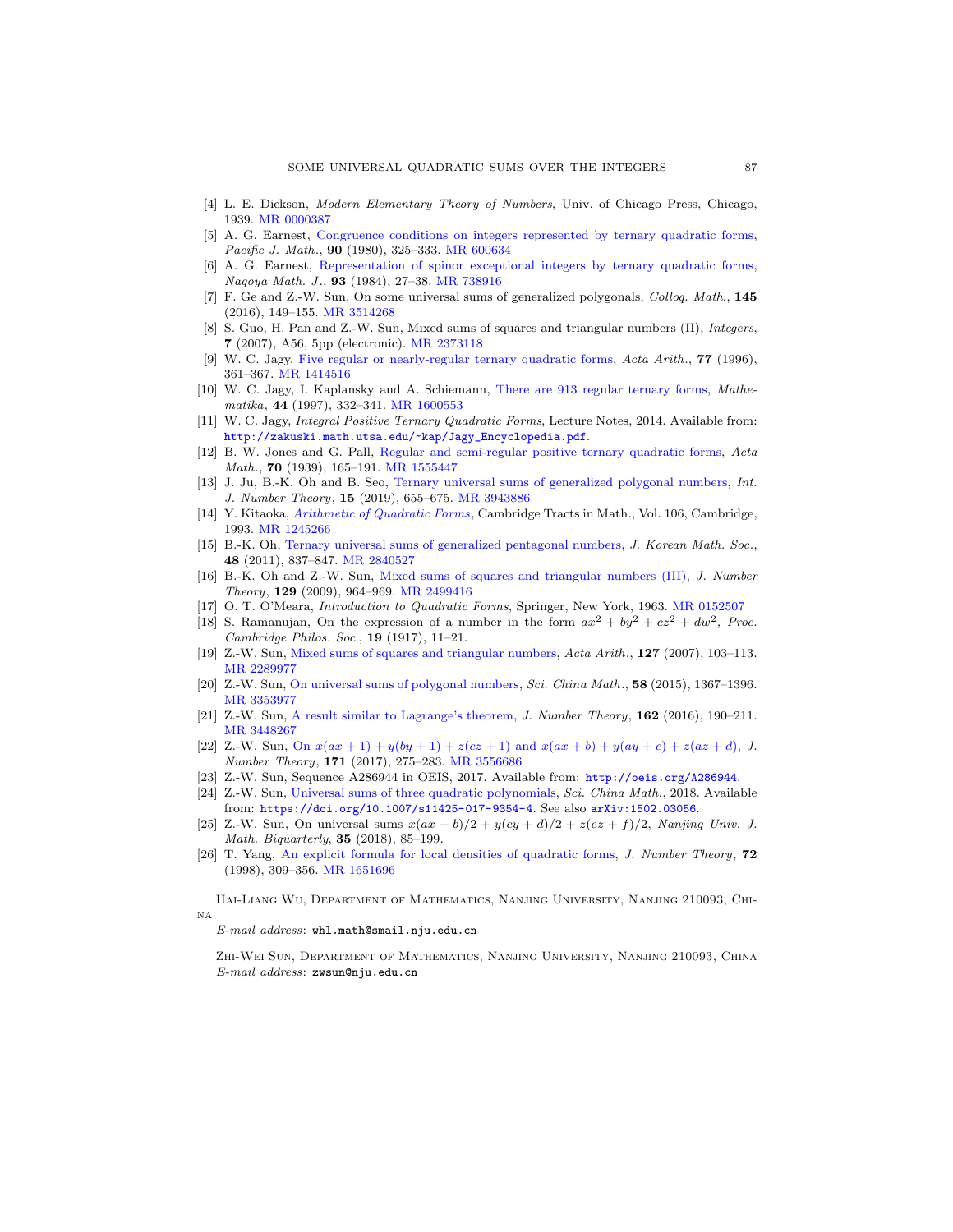[4] L. E. Dickson, *Modern Elementary Theory of Numbers*, Univ. of Chicago Press, Chicago, 1939. MR 0000387

[5] A. G. Earnest, Congruence conditions on integers represented by ternary quadratic forms, *Pacific J. Math.*, **90** (1980), 325–333. MR 600634

[6] A. G. Earnest, Representation of spinor exceptional integers by ternary quadratic forms, *Nagoya Math. J.*, **93** (1984), 27–38. MR 738916

[7] F. Ge and Z.-W. Sun, On some universal sums of generalized polygonals, *Colloq. Math.*, **145** (2016), 149–155. MR 3514268

[8] S. Guo, H. Pan and Z.-W. Sun, Mixed sums of squares and triangular numbers (II), *Integers*, **7** (2007), A56, 5pp (electronic). MR 2373118

[9] W. C. Jagy, Five regular or nearly-regular ternary quadratic forms, *Acta Arith.*, **77** (1996), 361–367. MR 1414516

[10] W. C. Jagy, I. Kaplansky and A. Schiemann, There are 913 regular ternary forms, *Mathematika*, **44** (1997), 332–341. MR 1600553

[11] W. C. Jagy, *Integral Positive Ternary Quadratic Forms*, Lecture Notes, 2014. Available from: http://zakuski.math.utsa.edu/~kap/Jagy_Encyclopedia.pdf.

[12] B. W. Jones and G. Pall, Regular and semi-regular positive ternary quadratic forms, *Acta Math.*, **70** (1939), 165–191. MR 1555447

[13] J. Ju, B.-K. Oh and B. Seo, Ternary universal sums of generalized polygonal numbers, *Int. J. Number Theory*, **15** (2019), 655–675. MR 3943886

[14] Y. Kitaoka, *Arithmetic of Quadratic Forms*, Cambridge Tracts in Math., Vol. 106, Cambridge, 1993. MR 1245266

[15] B.-K. Oh, Ternary universal sums of generalized pentagonal numbers, *J. Korean Math. Soc.*, **48** (2011), 837–847. MR 2840527

[16] B.-K. Oh and Z.-W. Sun, Mixed sums of squares and triangular numbers (III), *J. Number Theory*, **129** (2009), 964–969. MR 2499416

[17] O. T. O'Meara, *Introduction to Quadratic Forms*, Springer, New York, 1963. MR 0152507

[18] S. Ramanujan, On the expression of a number in the form $ax^2 + by^2 + cz^2 + dw^2$, *Proc. Cambridge Philos. Soc.*, **19** (1917), 11–21.

[19] Z.-W. Sun, Mixed sums of squares and triangular numbers, *Acta Arith.*, **127** (2007), 103–113. MR 2289977

[20] Z.-W. Sun, On universal sums of polygonal numbers, *Sci. China Math.*, **58** (2015), 1367–1396. MR 3353977

[21] Z.-W. Sun, A result similar to Lagrange's theorem, *J. Number Theory*, **162** (2016), 190–211. MR 3448267

[22] Z.-W. Sun, On $x(ax+1) + y(by+1) + z(cz+1)$ and $x(ax+b) + y(ay+c) + z(az+d)$, *J. Number Theory*, **171** (2017), 275–283. MR 3556686

[23] Z.-W. Sun, Sequence A286944 in OEIS, 2017. Available from: http://oeis.org/A286944.

[24] Z.-W. Sun, Universal sums of three quadratic polynomials, *Sci. China Math.*, 2018. Available from: https://doi.org/10.1007/s11425-017-9354-4. See also arXiv:1502.03056.

[25] Z.-W. Sun, On universal sums $x(ax+b)/2 + y(cy+d)/2 + z(ez+f)/2$, *Nanjing Univ. J. Math. Biquarterly*, **35** (2018), 85–199.

[26] T. Yang, An explicit formula for local densities of quadratic forms, *J. Number Theory*, **72** (1998), 309–356. MR 1651696

Hai-Liang Wu, Department of Mathematics, Nanjing University, Nanjing 210093, China

*E-mail address*: whl.math@smail.nju.edu.cn

Zhi-Wei Sun, Department of Mathematics, Nanjing University, Nanjing 210093, China

*E-mail address*: zwsun@nju.edu.cn